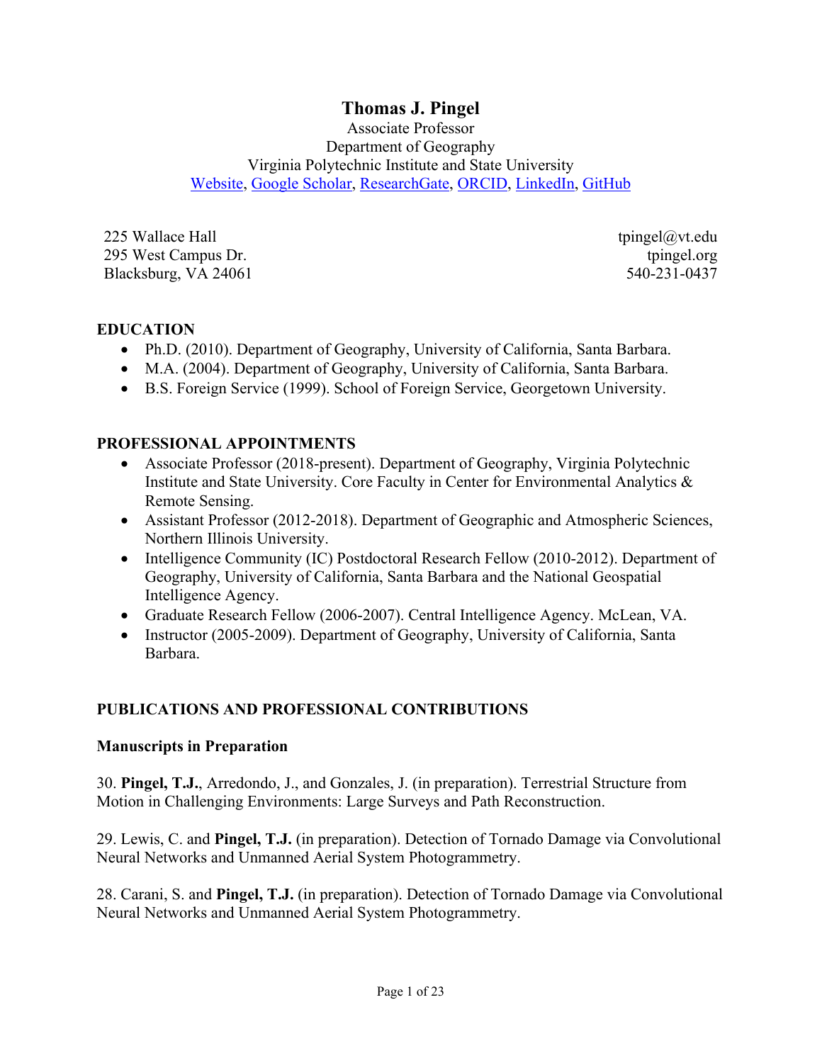# Thomas J. Pingel

Associate Professor
Department of Geography
Virginia Polytechnic Institute and State University
Website, Google Scholar, ResearchGate, ORCID, LinkedIn, GitHub

225 Wallace Hall
295 West Campus Dr.
Blacksburg, VA 24061

tpingel@vt.edu
tpingel.org
540-231-0437

## EDUCATION

- Ph.D. (2010). Department of Geography, University of California, Santa Barbara.
- M.A. (2004). Department of Geography, University of California, Santa Barbara.
- B.S. Foreign Service (1999). School of Foreign Service, Georgetown University.

## PROFESSIONAL APPOINTMENTS

- Associate Professor (2018-present). Department of Geography, Virginia Polytechnic Institute and State University. Core Faculty in Center for Environmental Analytics & Remote Sensing.
- Assistant Professor (2012-2018). Department of Geographic and Atmospheric Sciences, Northern Illinois University.
- Intelligence Community (IC) Postdoctoral Research Fellow (2010-2012). Department of Geography, University of California, Santa Barbara and the National Geospatial Intelligence Agency.
- Graduate Research Fellow (2006-2007). Central Intelligence Agency. McLean, VA.
- Instructor (2005-2009). Department of Geography, University of California, Santa Barbara.

## PUBLICATIONS AND PROFESSIONAL CONTRIBUTIONS

### Manuscripts in Preparation

30. **Pingel, T.J.**, Arredondo, J., and Gonzales, J. (in preparation). Terrestrial Structure from Motion in Challenging Environments: Large Surveys and Path Reconstruction.

29. Lewis, C. and **Pingel, T.J.** (in preparation). Detection of Tornado Damage via Convolutional Neural Networks and Unmanned Aerial System Photogrammetry.

28. Carani, S. and **Pingel, T.J.** (in preparation). Detection of Tornado Damage via Convolutional Neural Networks and Unmanned Aerial System Photogrammetry.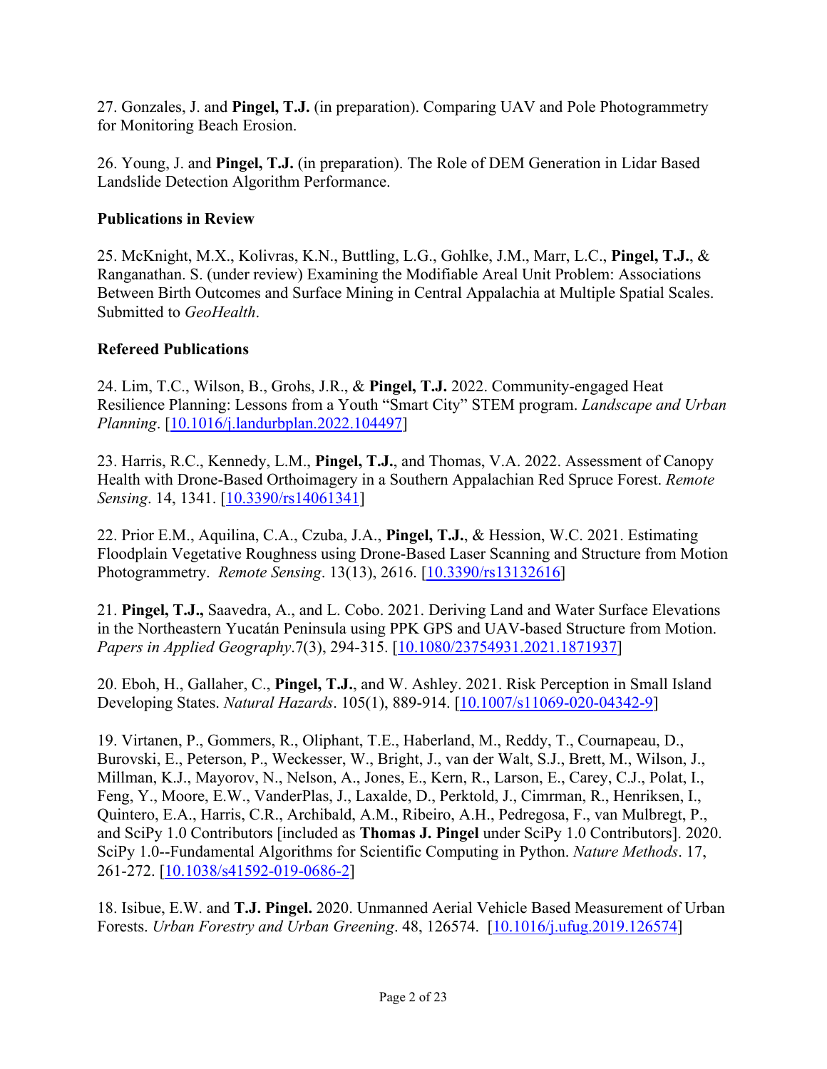27. Gonzales, J. and **Pingel, T.J.** (in preparation). Comparing UAV and Pole Photogrammetry for Monitoring Beach Erosion.

26. Young, J. and **Pingel, T.J.** (in preparation). The Role of DEM Generation in Lidar Based Landslide Detection Algorithm Performance.

**Publications in Review**

25. McKnight, M.X., Kolivras, K.N., Buttling, L.G., Gohlke, J.M., Marr, L.C., **Pingel, T.J.**, & Ranganathan. S. (under review) Examining the Modifiable Areal Unit Problem: Associations Between Birth Outcomes and Surface Mining in Central Appalachia at Multiple Spatial Scales. Submitted to *GeoHealth*.

**Refereed Publications**

24. Lim, T.C., Wilson, B., Grohs, J.R., & **Pingel, T.J.** 2022. Community-engaged Heat Resilience Planning: Lessons from a Youth "Smart City" STEM program. *Landscape and Urban Planning*. [10.1016/j.landurbplan.2022.104497]

23. Harris, R.C., Kennedy, L.M., **Pingel, T.J.**, and Thomas, V.A. 2022. Assessment of Canopy Health with Drone-Based Orthoimagery in a Southern Appalachian Red Spruce Forest. *Remote Sensing*. 14, 1341. [10.3390/rs14061341]

22. Prior E.M., Aquilina, C.A., Czuba, J.A., **Pingel, T.J.**, & Hession, W.C. 2021. Estimating Floodplain Vegetative Roughness using Drone-Based Laser Scanning and Structure from Motion Photogrammetry. *Remote Sensing*. 13(13), 2616. [10.3390/rs13132616]

21. **Pingel, T.J.,** Saavedra, A., and L. Cobo. 2021. Deriving Land and Water Surface Elevations in the Northeastern Yucatán Peninsula using PPK GPS and UAV-based Structure from Motion. *Papers in Applied Geography*.7(3), 294-315. [10.1080/23754931.2021.1871937]

20. Eboh, H., Gallaher, C., **Pingel, T.J.**, and W. Ashley. 2021. Risk Perception in Small Island Developing States. *Natural Hazards*. 105(1), 889-914. [10.1007/s11069-020-04342-9]

19. Virtanen, P., Gommers, R., Oliphant, T.E., Haberland, M., Reddy, T., Cournapeau, D., Burovski, E., Peterson, P., Weckesser, W., Bright, J., van der Walt, S.J., Brett, M., Wilson, J., Millman, K.J., Mayorov, N., Nelson, A., Jones, E., Kern, R., Larson, E., Carey, C.J., Polat, I., Feng, Y., Moore, E.W., VanderPlas, J., Laxalde, D., Perktold, J., Cimrman, R., Henriksen, I., Quintero, E.A., Harris, C.R., Archibald, A.M., Ribeiro, A.H., Pedregosa, F., van Mulbregt, P., and SciPy 1.0 Contributors [included as **Thomas J. Pingel** under SciPy 1.0 Contributors]. 2020. SciPy 1.0--Fundamental Algorithms for Scientific Computing in Python. *Nature Methods*. 17, 261-272. [10.1038/s41592-019-0686-2]

18. Isibue, E.W. and **T.J. Pingel.** 2020. Unmanned Aerial Vehicle Based Measurement of Urban Forests. *Urban Forestry and Urban Greening*. 48, 126574. [10.1016/j.ufug.2019.126574]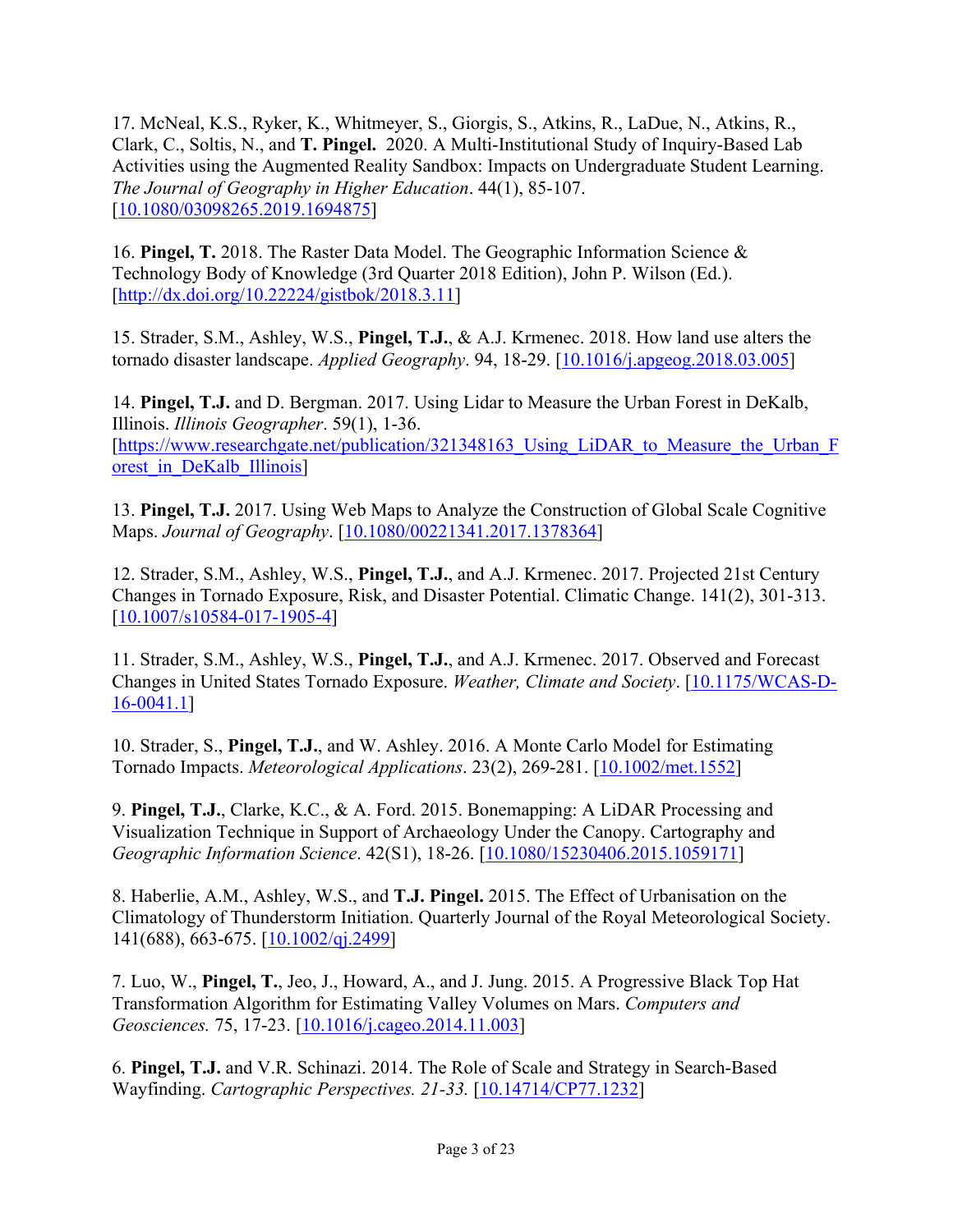17. McNeal, K.S., Ryker, K., Whitmeyer, S., Giorgis, S., Atkins, R., LaDue, N., Atkins, R., Clark, C., Soltis, N., and **T. Pingel.** 2020. A Multi-Institutional Study of Inquiry-Based Lab Activities using the Augmented Reality Sandbox: Impacts on Undergraduate Student Learning. *The Journal of Geography in Higher Education*. 44(1), 85-107. [10.1080/03098265.2019.1694875]

16. **Pingel, T.** 2018. The Raster Data Model. The Geographic Information Science & Technology Body of Knowledge (3rd Quarter 2018 Edition), John P. Wilson (Ed.). [http://dx.doi.org/10.22224/gistbok/2018.3.11]

15. Strader, S.M., Ashley, W.S., **Pingel, T.J.**, & A.J. Krmenec. 2018. How land use alters the tornado disaster landscape. *Applied Geography*. 94, 18-29. [10.1016/j.apgeog.2018.03.005]

14. **Pingel, T.J.** and D. Bergman. 2017. Using Lidar to Measure the Urban Forest in DeKalb, Illinois. *Illinois Geographer*. 59(1), 1-36. [https://www.researchgate.net/publication/321348163_Using_LiDAR_to_Measure_the_Urban_Forest_in_DeKalb_Illinois]

13. **Pingel, T.J.** 2017. Using Web Maps to Analyze the Construction of Global Scale Cognitive Maps. *Journal of Geography*. [10.1080/00221341.2017.1378364]

12. Strader, S.M., Ashley, W.S., **Pingel, T.J.**, and A.J. Krmenec. 2017. Projected 21st Century Changes in Tornado Exposure, Risk, and Disaster Potential. Climatic Change. 141(2), 301-313. [10.1007/s10584-017-1905-4]

11. Strader, S.M., Ashley, W.S., **Pingel, T.J.**, and A.J. Krmenec. 2017. Observed and Forecast Changes in United States Tornado Exposure. *Weather, Climate and Society*. [10.1175/WCAS-D-16-0041.1]

10. Strader, S., **Pingel, T.J.**, and W. Ashley. 2016. A Monte Carlo Model for Estimating Tornado Impacts. *Meteorological Applications*. 23(2), 269-281. [10.1002/met.1552]

9. **Pingel, T.J.**, Clarke, K.C., & A. Ford. 2015. Bonemapping: A LiDAR Processing and Visualization Technique in Support of Archaeology Under the Canopy. Cartography and *Geographic Information Science*. 42(S1), 18-26. [10.1080/15230406.2015.1059171]

8. Haberlie, A.M., Ashley, W.S., and **T.J. Pingel.** 2015. The Effect of Urbanisation on the Climatology of Thunderstorm Initiation. Quarterly Journal of the Royal Meteorological Society. 141(688), 663-675. [10.1002/qj.2499]

7. Luo, W., **Pingel, T.**, Jeo, J., Howard, A., and J. Jung. 2015. A Progressive Black Top Hat Transformation Algorithm for Estimating Valley Volumes on Mars. *Computers and Geosciences.* 75, 17-23. [10.1016/j.cageo.2014.11.003]

6. **Pingel, T.J.** and V.R. Schinazi. 2014. The Role of Scale and Strategy in Search-Based Wayfinding. *Cartographic Perspectives. 21-33.* [10.14714/CP77.1232]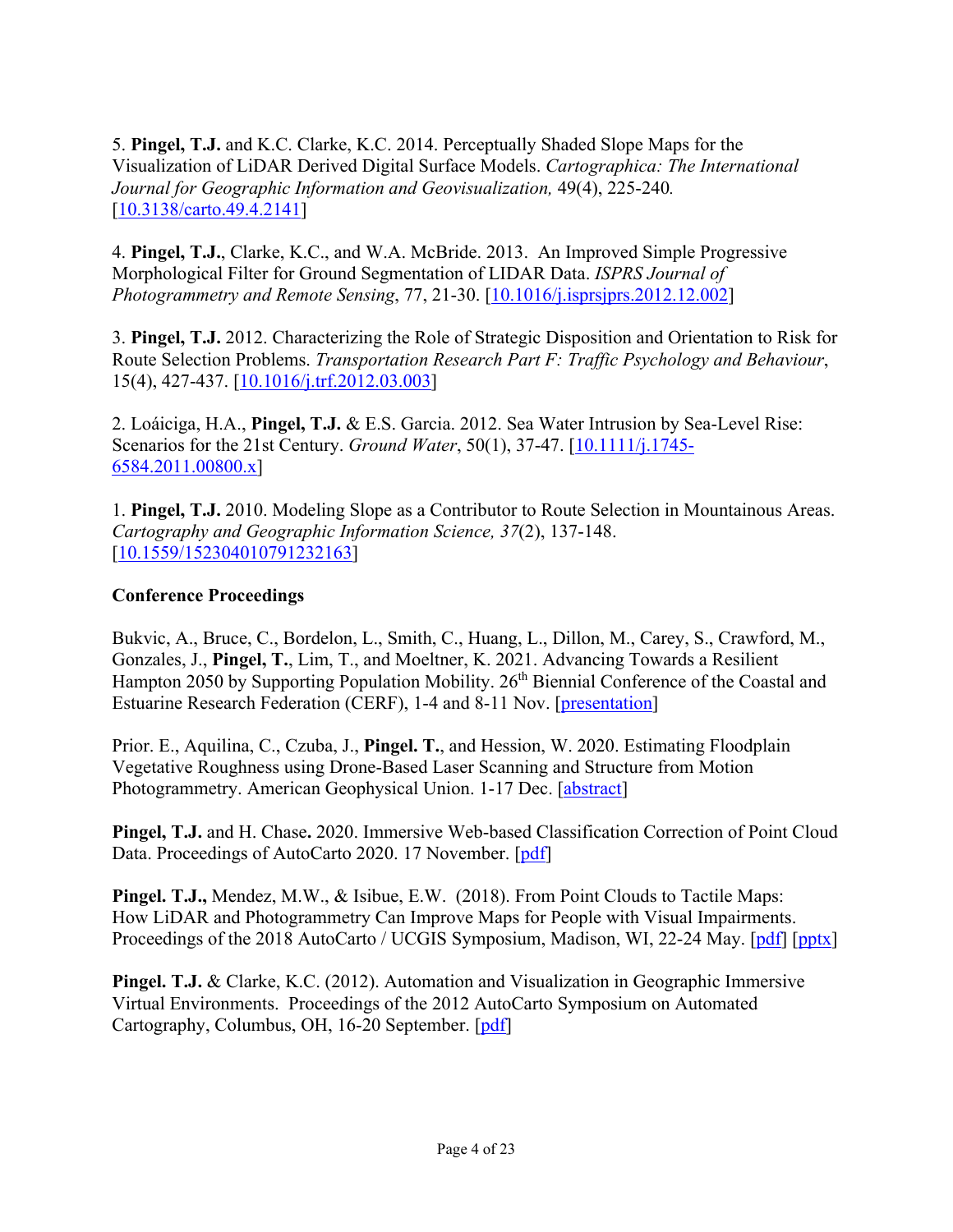5. **Pingel, T.J.** and K.C. Clarke, K.C. 2014. Perceptually Shaded Slope Maps for the Visualization of LiDAR Derived Digital Surface Models. *Cartographica: The International Journal for Geographic Information and Geovisualization,* 49(4), 225-240*.* [10.3138/carto.49.4.2141]

4. **Pingel, T.J.**, Clarke, K.C., and W.A. McBride. 2013. An Improved Simple Progressive Morphological Filter for Ground Segmentation of LIDAR Data. *ISPRS Journal of Photogrammetry and Remote Sensing*, 77, 21-30. [10.1016/j.isprsjprs.2012.12.002]

3. **Pingel, T.J.** 2012. Characterizing the Role of Strategic Disposition and Orientation to Risk for Route Selection Problems. *Transportation Research Part F: Traffic Psychology and Behaviour*, 15(4), 427-437. [10.1016/j.trf.2012.03.003]

2. Loáiciga, H.A., **Pingel, T.J.** & E.S. Garcia. 2012. Sea Water Intrusion by Sea-Level Rise: Scenarios for the 21st Century. *Ground Water*, 50(1), 37-47. [10.1111/j.1745-6584.2011.00800.x]

1. **Pingel, T.J.** 2010. Modeling Slope as a Contributor to Route Selection in Mountainous Areas. *Cartography and Geographic Information Science, 37*(2), 137-148. [10.1559/152304010791232163]

**Conference Proceedings**

Bukvic, A., Bruce, C., Bordelon, L., Smith, C., Huang, L., Dillon, M., Carey, S., Crawford, M., Gonzales, J., **Pingel, T.**, Lim, T., and Moeltner, K. 2021. Advancing Towards a Resilient Hampton 2050 by Supporting Population Mobility. 26th Biennial Conference of the Coastal and Estuarine Research Federation (CERF), 1-4 and 8-11 Nov. [presentation]

Prior. E., Aquilina, C., Czuba, J., **Pingel. T.**, and Hession, W. 2020. Estimating Floodplain Vegetative Roughness using Drone-Based Laser Scanning and Structure from Motion Photogrammetry. American Geophysical Union. 1-17 Dec. [abstract]

**Pingel, T.J.** and H. Chase**.** 2020. Immersive Web-based Classification Correction of Point Cloud Data. Proceedings of AutoCarto 2020. 17 November. [pdf]

**Pingel. T.J.,** Mendez, M.W., & Isibue, E.W. (2018). From Point Clouds to Tactile Maps: How LiDAR and Photogrammetry Can Improve Maps for People with Visual Impairments. Proceedings of the 2018 AutoCarto / UCGIS Symposium, Madison, WI, 22-24 May. [pdf] [pptx]

**Pingel. T.J.** & Clarke, K.C. (2012). Automation and Visualization in Geographic Immersive Virtual Environments. Proceedings of the 2012 AutoCarto Symposium on Automated Cartography, Columbus, OH, 16-20 September. [pdf]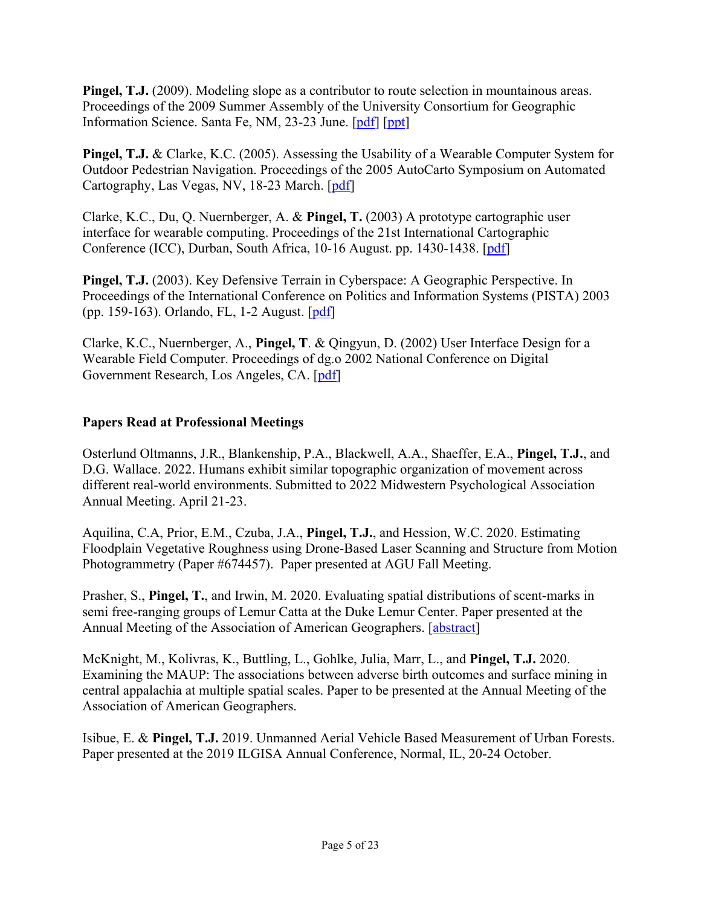**Pingel, T.J.** (2009). Modeling slope as a contributor to route selection in mountainous areas. Proceedings of the 2009 Summer Assembly of the University Consortium for Geographic Information Science. Santa Fe, NM, 23-23 June. [pdf] [ppt]

**Pingel, T.J.** & Clarke, K.C. (2005). Assessing the Usability of a Wearable Computer System for Outdoor Pedestrian Navigation. Proceedings of the 2005 AutoCarto Symposium on Automated Cartography, Las Vegas, NV, 18-23 March. [pdf]

Clarke, K.C., Du, Q. Nuernberger, A. & **Pingel, T.** (2003) A prototype cartographic user interface for wearable computing. Proceedings of the 21st International Cartographic Conference (ICC), Durban, South Africa, 10-16 August. pp. 1430-1438. [pdf]

**Pingel, T.J.** (2003). Key Defensive Terrain in Cyberspace: A Geographic Perspective. In Proceedings of the International Conference on Politics and Information Systems (PISTA) 2003 (pp. 159-163). Orlando, FL, 1-2 August. [pdf]

Clarke, K.C., Nuernberger, A., **Pingel, T**. & Qingyun, D. (2002) User Interface Design for a Wearable Field Computer. Proceedings of dg.o 2002 National Conference on Digital Government Research, Los Angeles, CA. [pdf]

### Papers Read at Professional Meetings

Osterlund Oltmanns, J.R., Blankenship, P.A., Blackwell, A.A., Shaeffer, E.A., **Pingel, T.J.**, and D.G. Wallace. 2022. Humans exhibit similar topographic organization of movement across different real-world environments. Submitted to 2022 Midwestern Psychological Association Annual Meeting. April 21-23.

Aquilina, C.A, Prior, E.M., Czuba, J.A., **Pingel, T.J.**, and Hession, W.C. 2020. Estimating Floodplain Vegetative Roughness using Drone-Based Laser Scanning and Structure from Motion Photogrammetry (Paper #674457). Paper presented at AGU Fall Meeting.

Prasher, S., **Pingel, T.**, and Irwin, M. 2020. Evaluating spatial distributions of scent-marks in semi free-ranging groups of Lemur Catta at the Duke Lemur Center. Paper presented at the Annual Meeting of the Association of American Geographers. [abstract]

McKnight, M., Kolivras, K., Buttling, L., Gohlke, Julia, Marr, L., and **Pingel, T.J.** 2020. Examining the MAUP: The associations between adverse birth outcomes and surface mining in central appalachia at multiple spatial scales. Paper to be presented at the Annual Meeting of the Association of American Geographers.

Isibue, E. & **Pingel, T.J.** 2019. Unmanned Aerial Vehicle Based Measurement of Urban Forests. Paper presented at the 2019 ILGISA Annual Conference, Normal, IL, 20-24 October.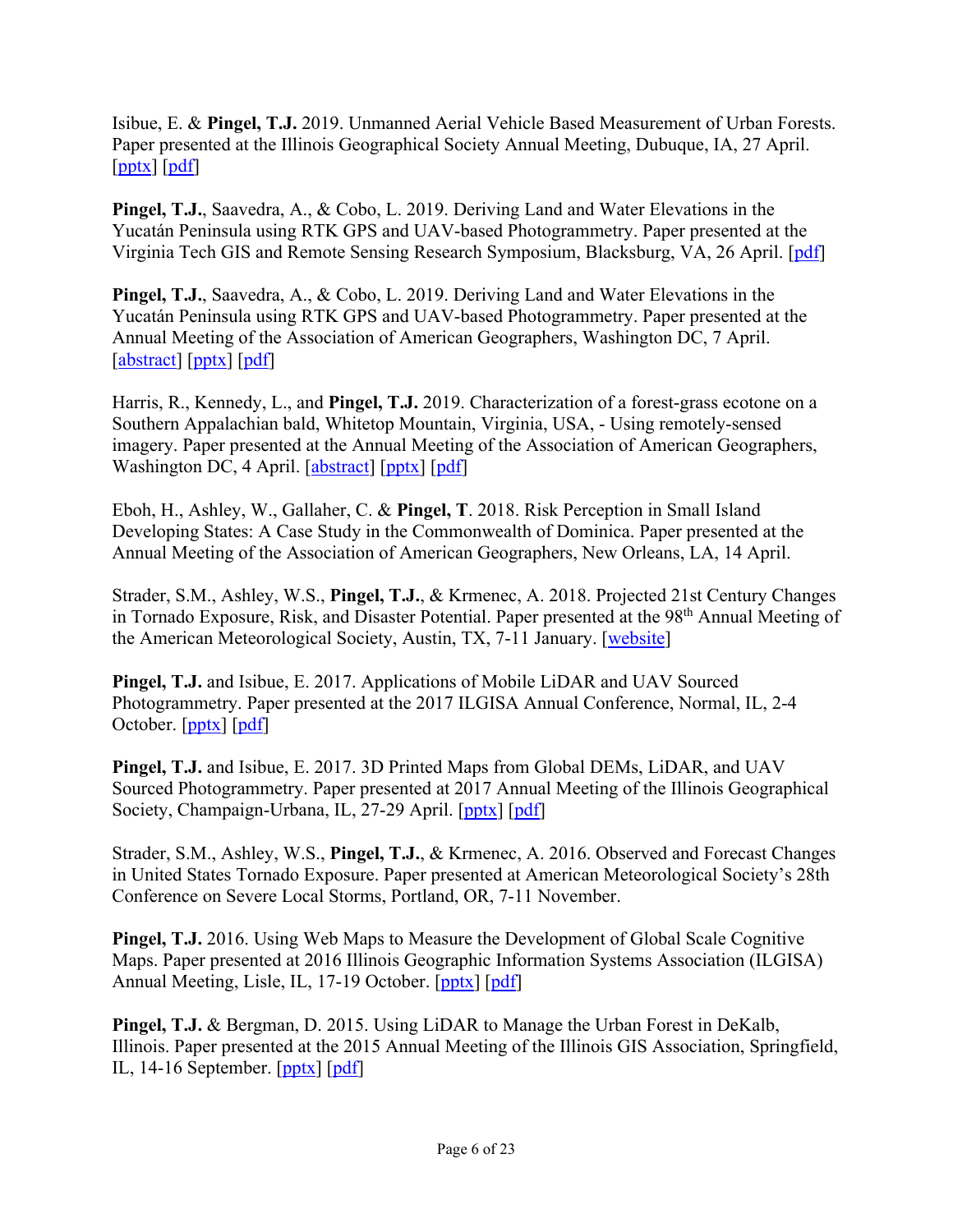Isibue, E. & **Pingel, T.J.** 2019. Unmanned Aerial Vehicle Based Measurement of Urban Forests. Paper presented at the Illinois Geographical Society Annual Meeting, Dubuque, IA, 27 April. [pptx] [pdf]

**Pingel, T.J.**, Saavedra, A., & Cobo, L. 2019. Deriving Land and Water Elevations in the Yucatán Peninsula using RTK GPS and UAV-based Photogrammetry. Paper presented at the Virginia Tech GIS and Remote Sensing Research Symposium, Blacksburg, VA, 26 April. [pdf]

**Pingel, T.J.**, Saavedra, A., & Cobo, L. 2019. Deriving Land and Water Elevations in the Yucatán Peninsula using RTK GPS and UAV-based Photogrammetry. Paper presented at the Annual Meeting of the Association of American Geographers, Washington DC, 7 April. [abstract] [pptx] [pdf]

Harris, R., Kennedy, L., and **Pingel, T.J.** 2019. Characterization of a forest-grass ecotone on a Southern Appalachian bald, Whitetop Mountain, Virginia, USA, - Using remotely-sensed imagery. Paper presented at the Annual Meeting of the Association of American Geographers, Washington DC, 4 April. [abstract] [pptx] [pdf]

Eboh, H., Ashley, W., Gallaher, C. & **Pingel, T**. 2018. Risk Perception in Small Island Developing States: A Case Study in the Commonwealth of Dominica. Paper presented at the Annual Meeting of the Association of American Geographers, New Orleans, LA, 14 April.

Strader, S.M., Ashley, W.S., **Pingel, T.J.**, & Krmenec, A. 2018. Projected 21st Century Changes in Tornado Exposure, Risk, and Disaster Potential. Paper presented at the 98th Annual Meeting of the American Meteorological Society, Austin, TX, 7-11 January. [website]

**Pingel, T.J.** and Isibue, E. 2017. Applications of Mobile LiDAR and UAV Sourced Photogrammetry. Paper presented at the 2017 ILGISA Annual Conference, Normal, IL, 2-4 October. [pptx] [pdf]

**Pingel, T.J.** and Isibue, E. 2017. 3D Printed Maps from Global DEMs, LiDAR, and UAV Sourced Photogrammetry. Paper presented at 2017 Annual Meeting of the Illinois Geographical Society, Champaign-Urbana, IL, 27-29 April. [pptx] [pdf]

Strader, S.M., Ashley, W.S., **Pingel, T.J.**, & Krmenec, A. 2016. Observed and Forecast Changes in United States Tornado Exposure. Paper presented at American Meteorological Society's 28th Conference on Severe Local Storms, Portland, OR, 7-11 November.

**Pingel, T.J.** 2016. Using Web Maps to Measure the Development of Global Scale Cognitive Maps. Paper presented at 2016 Illinois Geographic Information Systems Association (ILGISA) Annual Meeting, Lisle, IL, 17-19 October. [pptx] [pdf]

**Pingel, T.J.** & Bergman, D. 2015. Using LiDAR to Manage the Urban Forest in DeKalb, Illinois. Paper presented at the 2015 Annual Meeting of the Illinois GIS Association, Springfield, IL, 14-16 September. [pptx] [pdf]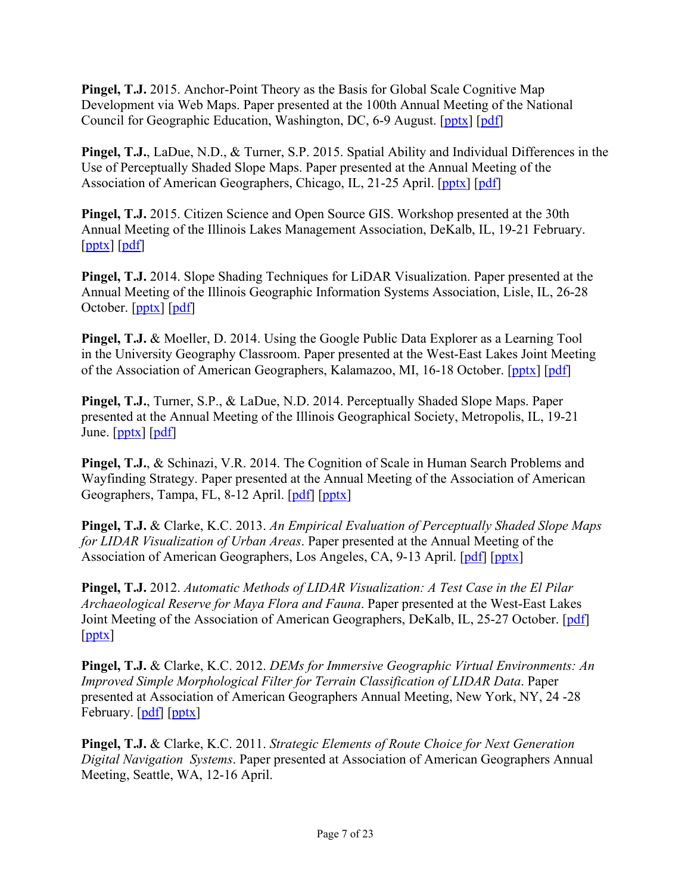**Pingel, T.J.** 2015. Anchor-Point Theory as the Basis for Global Scale Cognitive Map Development via Web Maps. Paper presented at the 100th Annual Meeting of the National Council for Geographic Education, Washington, DC, 6-9 August. [pptx] [pdf]

**Pingel, T.J.**, LaDue, N.D., & Turner, S.P. 2015. Spatial Ability and Individual Differences in the Use of Perceptually Shaded Slope Maps. Paper presented at the Annual Meeting of the Association of American Geographers, Chicago, IL, 21-25 April. [pptx] [pdf]

**Pingel, T.J.** 2015. Citizen Science and Open Source GIS. Workshop presented at the 30th Annual Meeting of the Illinois Lakes Management Association, DeKalb, IL, 19-21 February. [pptx] [pdf]

**Pingel, T.J.** 2014. Slope Shading Techniques for LiDAR Visualization. Paper presented at the Annual Meeting of the Illinois Geographic Information Systems Association, Lisle, IL, 26-28 October. [pptx] [pdf]

**Pingel, T.J.** & Moeller, D. 2014. Using the Google Public Data Explorer as a Learning Tool in the University Geography Classroom. Paper presented at the West-East Lakes Joint Meeting of the Association of American Geographers, Kalamazoo, MI, 16-18 October. [pptx] [pdf]

**Pingel, T.J.**, Turner, S.P., & LaDue, N.D. 2014. Perceptually Shaded Slope Maps. Paper presented at the Annual Meeting of the Illinois Geographical Society, Metropolis, IL, 19-21 June. [pptx] [pdf]

**Pingel, T.J.**, & Schinazi, V.R. 2014. The Cognition of Scale in Human Search Problems and Wayfinding Strategy. Paper presented at the Annual Meeting of the Association of American Geographers, Tampa, FL, 8-12 April. [pdf] [pptx]

**Pingel, T.J.** & Clarke, K.C. 2013. *An Empirical Evaluation of Perceptually Shaded Slope Maps for LIDAR Visualization of Urban Areas*. Paper presented at the Annual Meeting of the Association of American Geographers, Los Angeles, CA, 9-13 April. [pdf] [pptx]

**Pingel, T.J.** 2012. *Automatic Methods of LIDAR Visualization: A Test Case in the El Pilar Archaeological Reserve for Maya Flora and Fauna*. Paper presented at the West-East Lakes Joint Meeting of the Association of American Geographers, DeKalb, IL, 25-27 October. [pdf] [pptx]

**Pingel, T.J.** & Clarke, K.C. 2012. *DEMs for Immersive Geographic Virtual Environments: An Improved Simple Morphological Filter for Terrain Classification of LIDAR Data*. Paper presented at Association of American Geographers Annual Meeting, New York, NY, 24 -28 February. [pdf] [pptx]

**Pingel, T.J.** & Clarke, K.C. 2011. *Strategic Elements of Route Choice for Next Generation Digital Navigation Systems*. Paper presented at Association of American Geographers Annual Meeting, Seattle, WA, 12-16 April.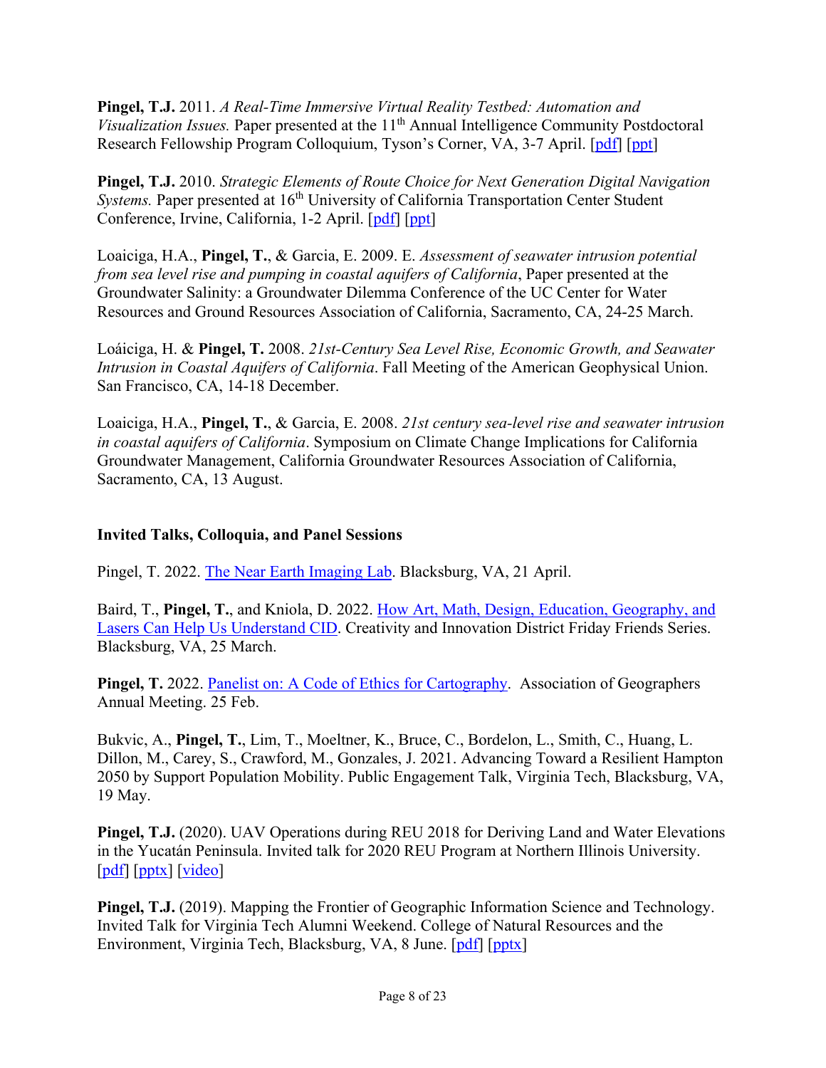**Pingel, T.J.** 2011. *A Real-Time Immersive Virtual Reality Testbed: Automation and Visualization Issues.* Paper presented at the 11th Annual Intelligence Community Postdoctoral Research Fellowship Program Colloquium, Tyson's Corner, VA, 3-7 April. [pdf] [ppt]

**Pingel, T.J.** 2010. *Strategic Elements of Route Choice for Next Generation Digital Navigation Systems.* Paper presented at 16th University of California Transportation Center Student Conference, Irvine, California, 1-2 April. [pdf] [ppt]

Loaiciga, H.A., **Pingel, T.**, & Garcia, E. 2009. E. *Assessment of seawater intrusion potential from sea level rise and pumping in coastal aquifers of California*, Paper presented at the Groundwater Salinity: a Groundwater Dilemma Conference of the UC Center for Water Resources and Ground Resources Association of California, Sacramento, CA, 24-25 March.

Loáiciga, H. & **Pingel, T.** 2008. *21st-Century Sea Level Rise, Economic Growth, and Seawater Intrusion in Coastal Aquifers of California*. Fall Meeting of the American Geophysical Union. San Francisco, CA, 14-18 December.

Loaiciga, H.A., **Pingel, T.**, & Garcia, E. 2008. *21st century sea-level rise and seawater intrusion in coastal aquifers of California*. Symposium on Climate Change Implications for California Groundwater Management, California Groundwater Resources Association of California, Sacramento, CA, 13 August.

### Invited Talks, Colloquia, and Panel Sessions

Pingel, T. 2022. The Near Earth Imaging Lab. Blacksburg, VA, 21 April.

Baird, T., **Pingel, T.**, and Kniola, D. 2022. How Art, Math, Design, Education, Geography, and Lasers Can Help Us Understand CID. Creativity and Innovation District Friday Friends Series. Blacksburg, VA, 25 March.

**Pingel, T.** 2022. Panelist on: A Code of Ethics for Cartography. Association of Geographers Annual Meeting. 25 Feb.

Bukvic, A., **Pingel, T.**, Lim, T., Moeltner, K., Bruce, C., Bordelon, L., Smith, C., Huang, L. Dillon, M., Carey, S., Crawford, M., Gonzales, J. 2021. Advancing Toward a Resilient Hampton 2050 by Support Population Mobility. Public Engagement Talk, Virginia Tech, Blacksburg, VA, 19 May.

**Pingel, T.J.** (2020). UAV Operations during REU 2018 for Deriving Land and Water Elevations in the Yucatán Peninsula. Invited talk for 2020 REU Program at Northern Illinois University. [pdf] [pptx] [video]

**Pingel, T.J.** (2019). Mapping the Frontier of Geographic Information Science and Technology. Invited Talk for Virginia Tech Alumni Weekend. College of Natural Resources and the Environment, Virginia Tech, Blacksburg, VA, 8 June. [pdf] [pptx]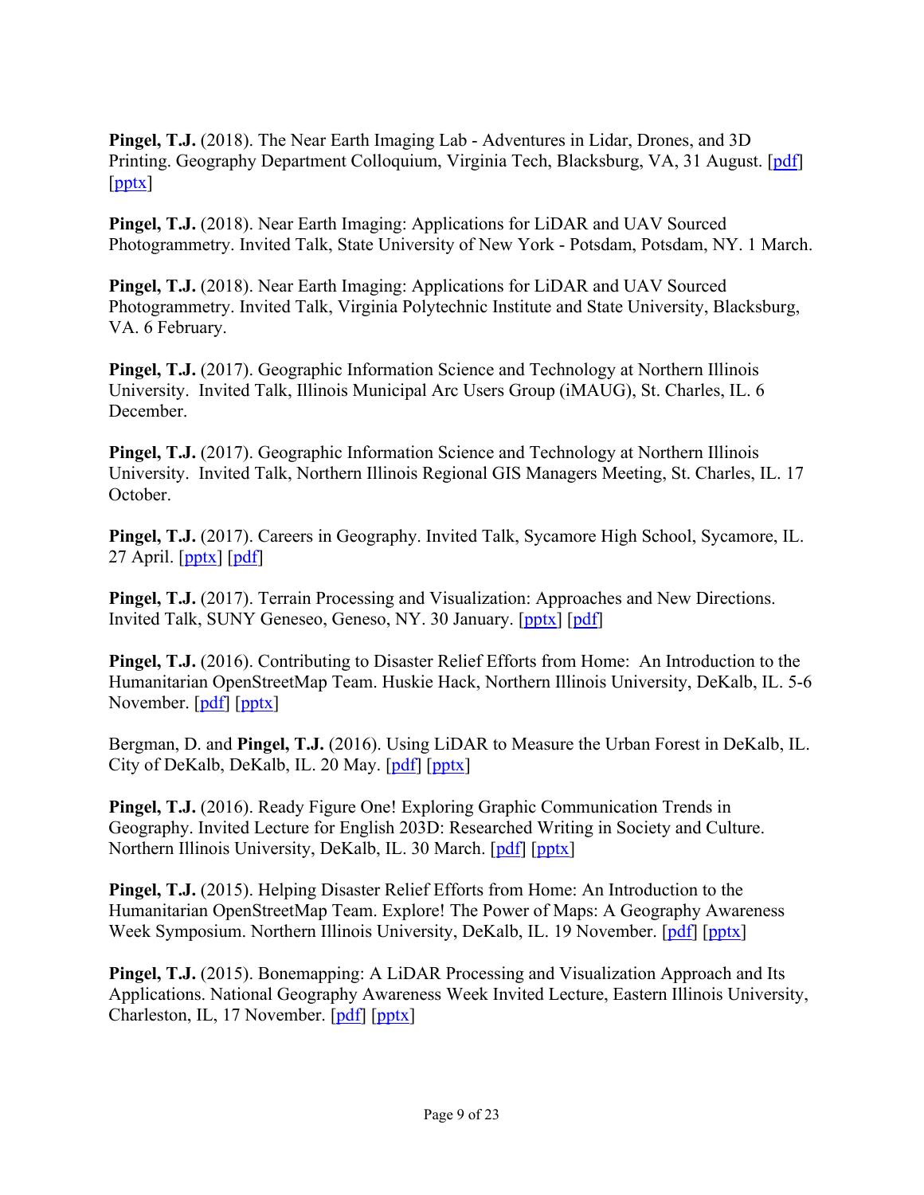**Pingel, T.J.** (2018). The Near Earth Imaging Lab - Adventures in Lidar, Drones, and 3D Printing. Geography Department Colloquium, Virginia Tech, Blacksburg, VA, 31 August. [pdf] [pptx]

**Pingel, T.J.** (2018). Near Earth Imaging: Applications for LiDAR and UAV Sourced Photogrammetry. Invited Talk, State University of New York - Potsdam, Potsdam, NY. 1 March.

**Pingel, T.J.** (2018). Near Earth Imaging: Applications for LiDAR and UAV Sourced Photogrammetry. Invited Talk, Virginia Polytechnic Institute and State University, Blacksburg, VA. 6 February.

**Pingel, T.J.** (2017). Geographic Information Science and Technology at Northern Illinois University. Invited Talk, Illinois Municipal Arc Users Group (iMAUG), St. Charles, IL. 6 December.

**Pingel, T.J.** (2017). Geographic Information Science and Technology at Northern Illinois University. Invited Talk, Northern Illinois Regional GIS Managers Meeting, St. Charles, IL. 17 October.

**Pingel, T.J.** (2017). Careers in Geography. Invited Talk, Sycamore High School, Sycamore, IL. 27 April. [pptx] [pdf]

**Pingel, T.J.** (2017). Terrain Processing and Visualization: Approaches and New Directions. Invited Talk, SUNY Geneseo, Geneso, NY. 30 January. [pptx] [pdf]

**Pingel, T.J.** (2016). Contributing to Disaster Relief Efforts from Home: An Introduction to the Humanitarian OpenStreetMap Team. Huskie Hack, Northern Illinois University, DeKalb, IL. 5-6 November. [pdf] [pptx]

Bergman, D. and **Pingel, T.J.** (2016). Using LiDAR to Measure the Urban Forest in DeKalb, IL. City of DeKalb, DeKalb, IL. 20 May. [pdf] [pptx]

**Pingel, T.J.** (2016). Ready Figure One! Exploring Graphic Communication Trends in Geography. Invited Lecture for English 203D: Researched Writing in Society and Culture. Northern Illinois University, DeKalb, IL. 30 March. [pdf] [pptx]

**Pingel, T.J.** (2015). Helping Disaster Relief Efforts from Home: An Introduction to the Humanitarian OpenStreetMap Team. Explore! The Power of Maps: A Geography Awareness Week Symposium. Northern Illinois University, DeKalb, IL. 19 November. [pdf] [pptx]

**Pingel, T.J.** (2015). Bonemapping: A LiDAR Processing and Visualization Approach and Its Applications. National Geography Awareness Week Invited Lecture, Eastern Illinois University, Charleston, IL, 17 November. [pdf] [pptx]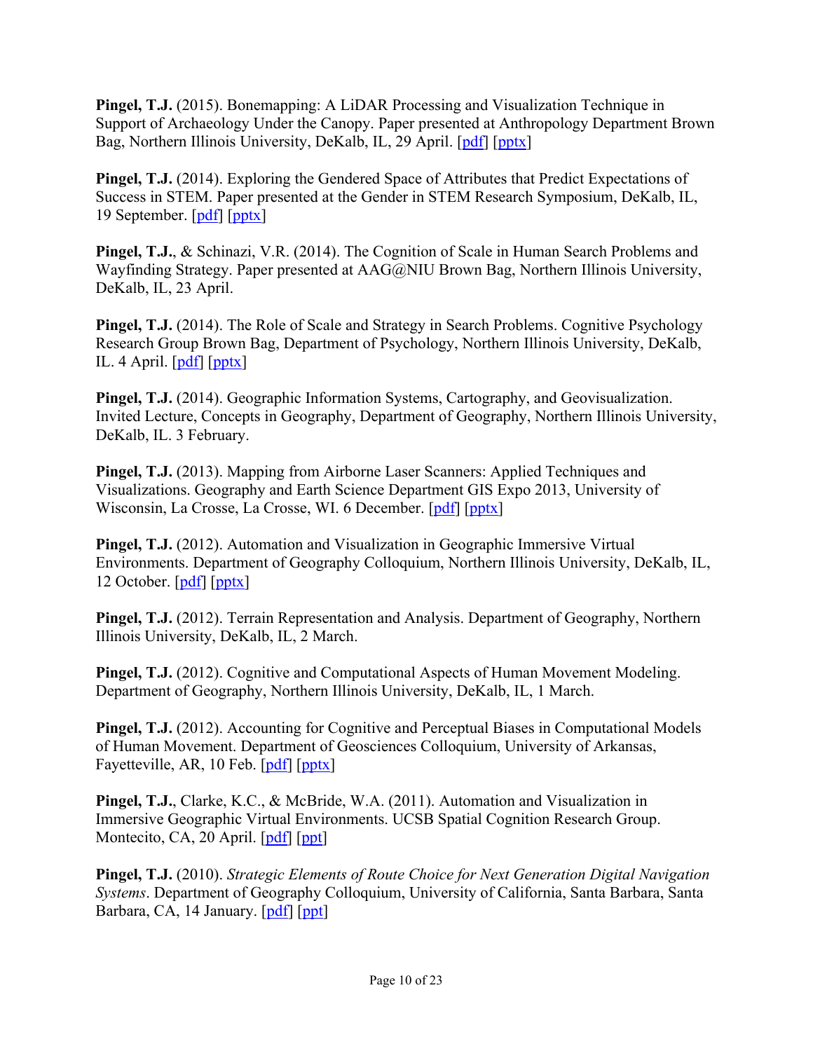**Pingel, T.J.** (2015). Bonemapping: A LiDAR Processing and Visualization Technique in Support of Archaeology Under the Canopy. Paper presented at Anthropology Department Brown Bag, Northern Illinois University, DeKalb, IL, 29 April. [pdf] [pptx]

**Pingel, T.J.** (2014). Exploring the Gendered Space of Attributes that Predict Expectations of Success in STEM. Paper presented at the Gender in STEM Research Symposium, DeKalb, IL, 19 September. [pdf] [pptx]

**Pingel, T.J.**, & Schinazi, V.R. (2014). The Cognition of Scale in Human Search Problems and Wayfinding Strategy. Paper presented at AAG@NIU Brown Bag, Northern Illinois University, DeKalb, IL, 23 April.

**Pingel, T.J.** (2014). The Role of Scale and Strategy in Search Problems. Cognitive Psychology Research Group Brown Bag, Department of Psychology, Northern Illinois University, DeKalb, IL. 4 April. [pdf] [pptx]

**Pingel, T.J.** (2014). Geographic Information Systems, Cartography, and Geovisualization. Invited Lecture, Concepts in Geography, Department of Geography, Northern Illinois University, DeKalb, IL. 3 February.

**Pingel, T.J.** (2013). Mapping from Airborne Laser Scanners: Applied Techniques and Visualizations. Geography and Earth Science Department GIS Expo 2013, University of Wisconsin, La Crosse, La Crosse, WI. 6 December. [pdf] [pptx]

**Pingel, T.J.** (2012). Automation and Visualization in Geographic Immersive Virtual Environments. Department of Geography Colloquium, Northern Illinois University, DeKalb, IL, 12 October. [pdf] [pptx]

**Pingel, T.J.** (2012). Terrain Representation and Analysis. Department of Geography, Northern Illinois University, DeKalb, IL, 2 March.

**Pingel, T.J.** (2012). Cognitive and Computational Aspects of Human Movement Modeling. Department of Geography, Northern Illinois University, DeKalb, IL, 1 March.

**Pingel, T.J.** (2012). Accounting for Cognitive and Perceptual Biases in Computational Models of Human Movement. Department of Geosciences Colloquium, University of Arkansas, Fayetteville, AR, 10 Feb. [pdf] [pptx]

**Pingel, T.J.**, Clarke, K.C., & McBride, W.A. (2011). Automation and Visualization in Immersive Geographic Virtual Environments. UCSB Spatial Cognition Research Group. Montecito, CA, 20 April. [pdf] [ppt]

**Pingel, T.J.** (2010). *Strategic Elements of Route Choice for Next Generation Digital Navigation Systems*. Department of Geography Colloquium, University of California, Santa Barbara, Santa Barbara, CA, 14 January. [pdf] [ppt]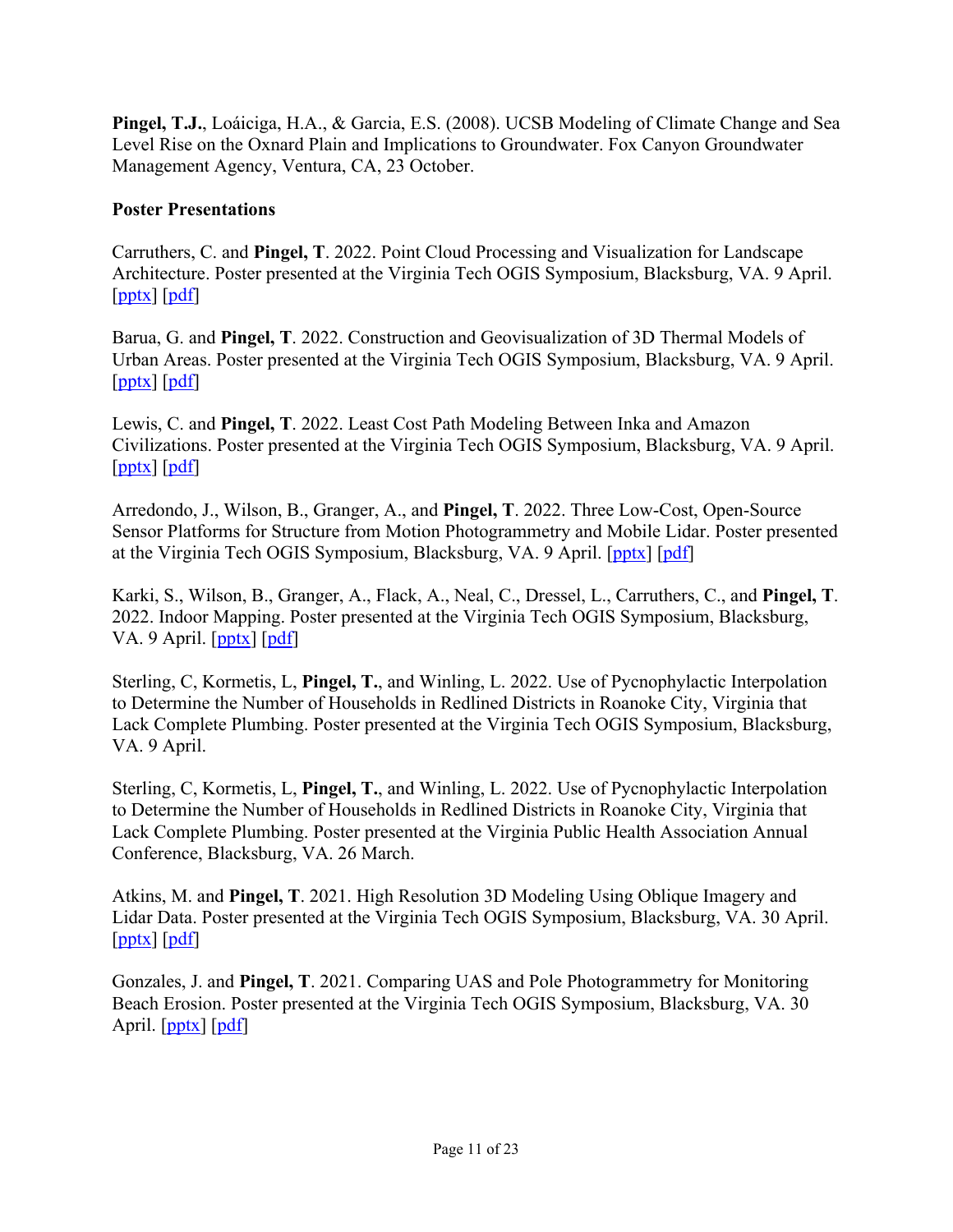**Pingel, T.J.**, Loáiciga, H.A., & Garcia, E.S. (2008). UCSB Modeling of Climate Change and Sea Level Rise on the Oxnard Plain and Implications to Groundwater. Fox Canyon Groundwater Management Agency, Ventura, CA, 23 October.

**Poster Presentations**

Carruthers, C. and **Pingel, T**. 2022. Point Cloud Processing and Visualization for Landscape Architecture. Poster presented at the Virginia Tech OGIS Symposium, Blacksburg, VA. 9 April. [pptx] [pdf]

Barua, G. and **Pingel, T**. 2022. Construction and Geovisualization of 3D Thermal Models of Urban Areas. Poster presented at the Virginia Tech OGIS Symposium, Blacksburg, VA. 9 April. [pptx] [pdf]

Lewis, C. and **Pingel, T**. 2022. Least Cost Path Modeling Between Inka and Amazon Civilizations. Poster presented at the Virginia Tech OGIS Symposium, Blacksburg, VA. 9 April. [pptx] [pdf]

Arredondo, J., Wilson, B., Granger, A., and **Pingel, T**. 2022. Three Low-Cost, Open-Source Sensor Platforms for Structure from Motion Photogrammetry and Mobile Lidar. Poster presented at the Virginia Tech OGIS Symposium, Blacksburg, VA. 9 April. [pptx] [pdf]

Karki, S., Wilson, B., Granger, A., Flack, A., Neal, C., Dressel, L., Carruthers, C., and **Pingel, T**. 2022. Indoor Mapping. Poster presented at the Virginia Tech OGIS Symposium, Blacksburg, VA. 9 April. [pptx] [pdf]

Sterling, C, Kormetis, L, **Pingel, T.**, and Winling, L. 2022. Use of Pycnophylactic Interpolation to Determine the Number of Households in Redlined Districts in Roanoke City, Virginia that Lack Complete Plumbing. Poster presented at the Virginia Tech OGIS Symposium, Blacksburg, VA. 9 April.

Sterling, C, Kormetis, L, **Pingel, T.**, and Winling, L. 2022. Use of Pycnophylactic Interpolation to Determine the Number of Households in Redlined Districts in Roanoke City, Virginia that Lack Complete Plumbing. Poster presented at the Virginia Public Health Association Annual Conference, Blacksburg, VA. 26 March.

Atkins, M. and **Pingel, T**. 2021. High Resolution 3D Modeling Using Oblique Imagery and Lidar Data. Poster presented at the Virginia Tech OGIS Symposium, Blacksburg, VA. 30 April. [pptx] [pdf]

Gonzales, J. and **Pingel, T**. 2021. Comparing UAS and Pole Photogrammetry for Monitoring Beach Erosion. Poster presented at the Virginia Tech OGIS Symposium, Blacksburg, VA. 30 April. [pptx] [pdf]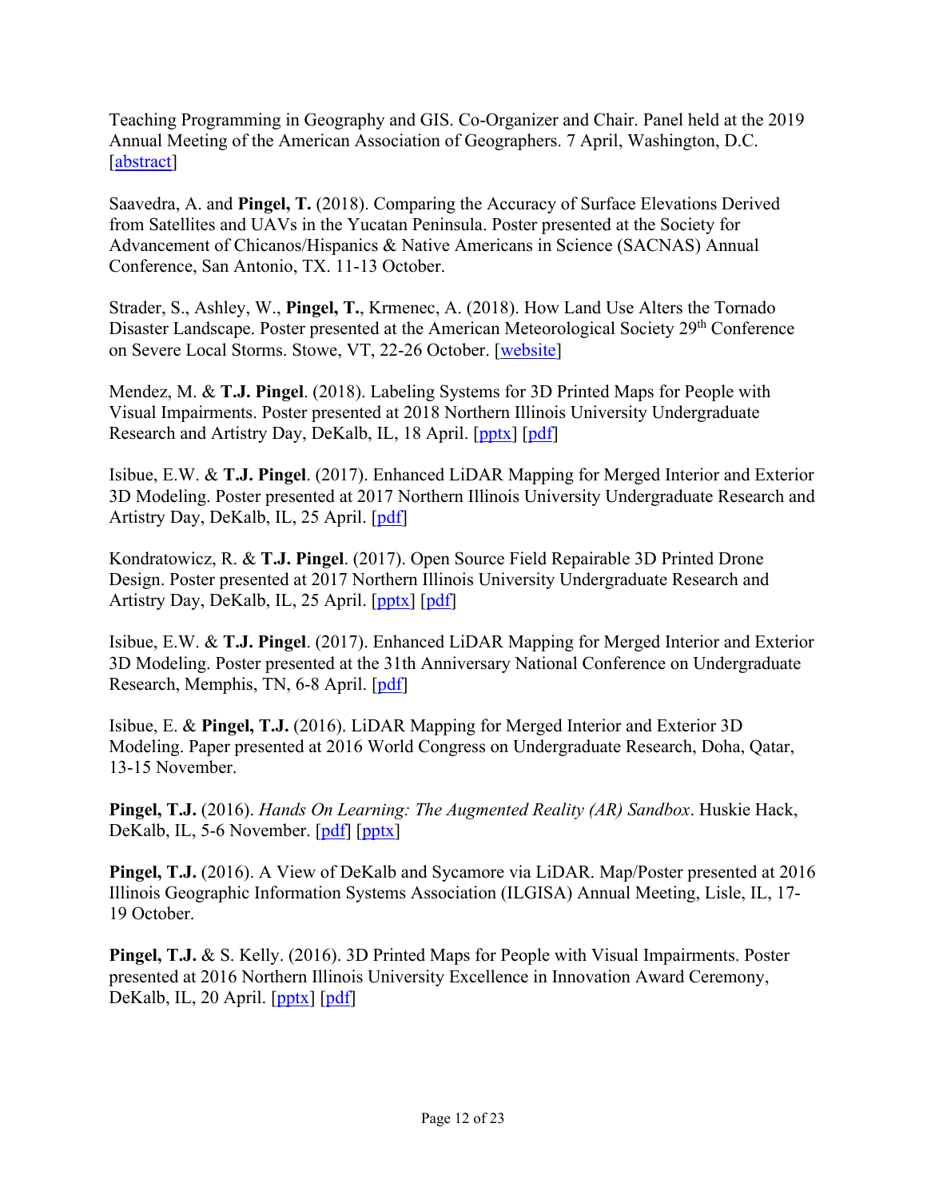Teaching Programming in Geography and GIS. Co-Organizer and Chair. Panel held at the 2019 Annual Meeting of the American Association of Geographers. 7 April, Washington, D.C. [abstract]

Saavedra, A. and **Pingel, T.** (2018). Comparing the Accuracy of Surface Elevations Derived from Satellites and UAVs in the Yucatan Peninsula. Poster presented at the Society for Advancement of Chicanos/Hispanics & Native Americans in Science (SACNAS) Annual Conference, San Antonio, TX. 11-13 October.

Strader, S., Ashley, W., **Pingel, T.**, Krmenec, A. (2018). How Land Use Alters the Tornado Disaster Landscape. Poster presented at the American Meteorological Society 29th Conference on Severe Local Storms. Stowe, VT, 22-26 October. [website]

Mendez, M. & **T.J. Pingel**. (2018). Labeling Systems for 3D Printed Maps for People with Visual Impairments. Poster presented at 2018 Northern Illinois University Undergraduate Research and Artistry Day, DeKalb, IL, 18 April. [pptx] [pdf]

Isibue, E.W. & **T.J. Pingel**. (2017). Enhanced LiDAR Mapping for Merged Interior and Exterior 3D Modeling. Poster presented at 2017 Northern Illinois University Undergraduate Research and Artistry Day, DeKalb, IL, 25 April. [pdf]

Kondratowicz, R. & **T.J. Pingel**. (2017). Open Source Field Repairable 3D Printed Drone Design. Poster presented at 2017 Northern Illinois University Undergraduate Research and Artistry Day, DeKalb, IL, 25 April. [pptx] [pdf]

Isibue, E.W. & **T.J. Pingel**. (2017). Enhanced LiDAR Mapping for Merged Interior and Exterior 3D Modeling. Poster presented at the 31th Anniversary National Conference on Undergraduate Research, Memphis, TN, 6-8 April. [pdf]

Isibue, E. & **Pingel, T.J.** (2016). LiDAR Mapping for Merged Interior and Exterior 3D Modeling. Paper presented at 2016 World Congress on Undergraduate Research, Doha, Qatar, 13-15 November.

**Pingel, T.J.** (2016). *Hands On Learning: The Augmented Reality (AR) Sandbox*. Huskie Hack, DeKalb, IL, 5-6 November. [pdf] [pptx]

**Pingel, T.J.** (2016). A View of DeKalb and Sycamore via LiDAR. Map/Poster presented at 2016 Illinois Geographic Information Systems Association (ILGISA) Annual Meeting, Lisle, IL, 17-19 October.

**Pingel, T.J.** & S. Kelly. (2016). 3D Printed Maps for People with Visual Impairments. Poster presented at 2016 Northern Illinois University Excellence in Innovation Award Ceremony, DeKalb, IL, 20 April. [pptx] [pdf]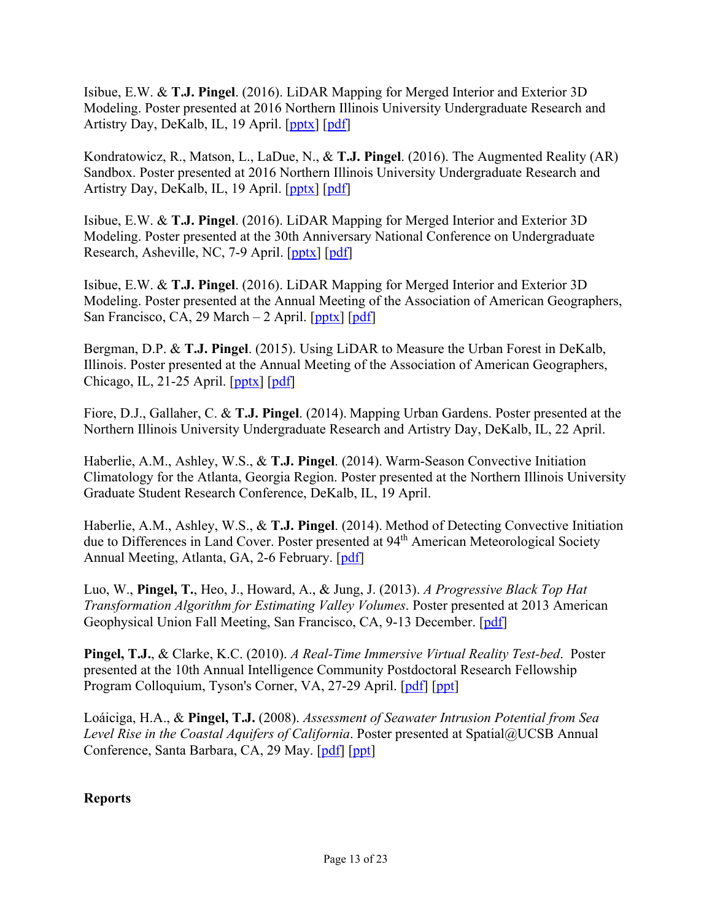Isibue, E.W. & **T.J. Pingel**. (2016). LiDAR Mapping for Merged Interior and Exterior 3D Modeling. Poster presented at 2016 Northern Illinois University Undergraduate Research and Artistry Day, DeKalb, IL, 19 April. [pptx] [pdf]

Kondratowicz, R., Matson, L., LaDue, N., & **T.J. Pingel**. (2016). The Augmented Reality (AR) Sandbox. Poster presented at 2016 Northern Illinois University Undergraduate Research and Artistry Day, DeKalb, IL, 19 April. [pptx] [pdf]

Isibue, E.W. & **T.J. Pingel**. (2016). LiDAR Mapping for Merged Interior and Exterior 3D Modeling. Poster presented at the 30th Anniversary National Conference on Undergraduate Research, Asheville, NC, 7-9 April. [pptx] [pdf]

Isibue, E.W. & **T.J. Pingel**. (2016). LiDAR Mapping for Merged Interior and Exterior 3D Modeling. Poster presented at the Annual Meeting of the Association of American Geographers, San Francisco, CA, 29 March – 2 April. [pptx] [pdf]

Bergman, D.P. & **T.J. Pingel**. (2015). Using LiDAR to Measure the Urban Forest in DeKalb, Illinois. Poster presented at the Annual Meeting of the Association of American Geographers, Chicago, IL, 21-25 April. [pptx] [pdf]

Fiore, D.J., Gallaher, C. & **T.J. Pingel**. (2014). Mapping Urban Gardens. Poster presented at the Northern Illinois University Undergraduate Research and Artistry Day, DeKalb, IL, 22 April.

Haberlie, A.M., Ashley, W.S., & **T.J. Pingel**. (2014). Warm-Season Convective Initiation Climatology for the Atlanta, Georgia Region. Poster presented at the Northern Illinois University Graduate Student Research Conference, DeKalb, IL, 19 April.

Haberlie, A.M., Ashley, W.S., & **T.J. Pingel**. (2014). Method of Detecting Convective Initiation due to Differences in Land Cover. Poster presented at 94th American Meteorological Society Annual Meeting, Atlanta, GA, 2-6 February. [pdf]

Luo, W., **Pingel, T.**, Heo, J., Howard, A., & Jung, J. (2013). *A Progressive Black Top Hat Transformation Algorithm for Estimating Valley Volumes*. Poster presented at 2013 American Geophysical Union Fall Meeting, San Francisco, CA, 9-13 December. [pdf]

**Pingel, T.J.**, & Clarke, K.C. (2010). *A Real-Time Immersive Virtual Reality Test-bed*. Poster presented at the 10th Annual Intelligence Community Postdoctoral Research Fellowship Program Colloquium, Tyson's Corner, VA, 27-29 April. [pdf] [ppt]

Loáiciga, H.A., & **Pingel, T.J.** (2008). *Assessment of Seawater Intrusion Potential from Sea Level Rise in the Coastal Aquifers of California*. Poster presented at Spatial@UCSB Annual Conference, Santa Barbara, CA, 29 May. [pdf] [ppt]

**Reports**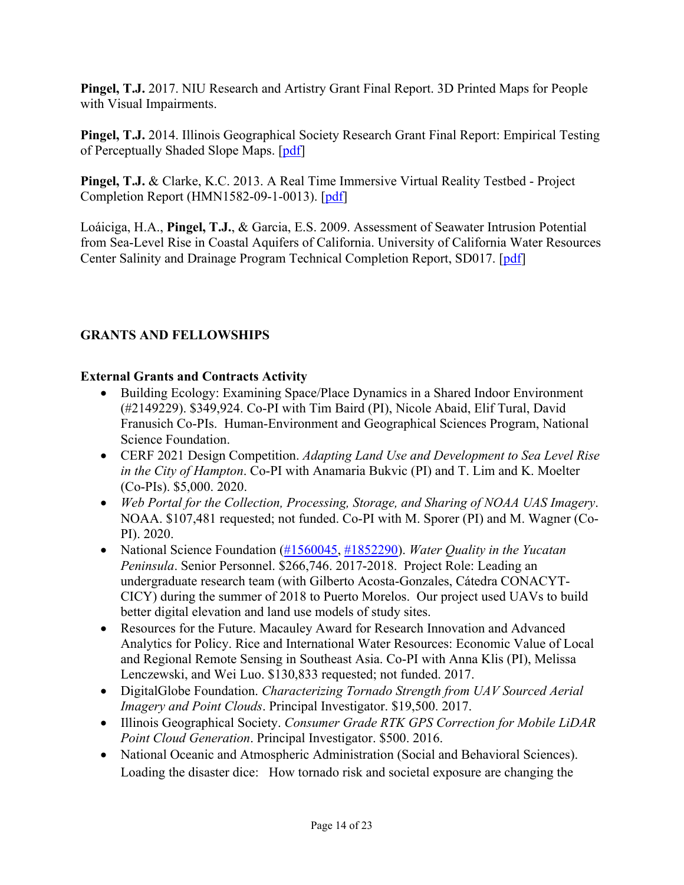**Pingel, T.J.** 2017. NIU Research and Artistry Grant Final Report. 3D Printed Maps for People with Visual Impairments.

**Pingel, T.J.** 2014. Illinois Geographical Society Research Grant Final Report: Empirical Testing of Perceptually Shaded Slope Maps. [pdf]

**Pingel, T.J.** & Clarke, K.C. 2013. A Real Time Immersive Virtual Reality Testbed - Project Completion Report (HMN1582-09-1-0013). [pdf]

Loáiciga, H.A., **Pingel, T.J.**, & Garcia, E.S. 2009. Assessment of Seawater Intrusion Potential from Sea-Level Rise in Coastal Aquifers of California. University of California Water Resources Center Salinity and Drainage Program Technical Completion Report, SD017. [pdf]

## GRANTS AND FELLOWSHIPS

### External Grants and Contracts Activity

- Building Ecology: Examining Space/Place Dynamics in a Shared Indoor Environment (#2149229). $349,924. Co-PI with Tim Baird (PI), Nicole Abaid, Elif Tural, David Franusich Co-PIs. Human-Environment and Geographical Sciences Program, National Science Foundation.
- CERF 2021 Design Competition. *Adapting Land Use and Development to Sea Level Rise in the City of Hampton*. Co-PI with Anamaria Bukvic (PI) and T. Lim and K. Moelter (Co-PIs). $5,000. 2020.
- *Web Portal for the Collection, Processing, Storage, and Sharing of NOAA UAS Imagery*. NOAA. $107,481 requested; not funded. Co-PI with M. Sporer (PI) and M. Wagner (Co-PI). 2020.
- National Science Foundation (#1560045, #1852290). *Water Quality in the Yucatan Peninsula*. Senior Personnel. $266,746. 2017-2018. Project Role: Leading an undergraduate research team (with Gilberto Acosta-Gonzales, Cátedra CONACYT-CICY) during the summer of 2018 to Puerto Morelos. Our project used UAVs to build better digital elevation and land use models of study sites.
- Resources for the Future. Macauley Award for Research Innovation and Advanced Analytics for Policy. Rice and International Water Resources: Economic Value of Local and Regional Remote Sensing in Southeast Asia. Co-PI with Anna Klis (PI), Melissa Lenczewski, and Wei Luo. $130,833 requested; not funded. 2017.
- DigitalGlobe Foundation. *Characterizing Tornado Strength from UAV Sourced Aerial Imagery and Point Clouds*. Principal Investigator. $19,500. 2017.
- Illinois Geographical Society. *Consumer Grade RTK GPS Correction for Mobile LiDAR Point Cloud Generation*. Principal Investigator. $500. 2016.
- National Oceanic and Atmospheric Administration (Social and Behavioral Sciences). Loading the disaster dice: How tornado risk and societal exposure are changing the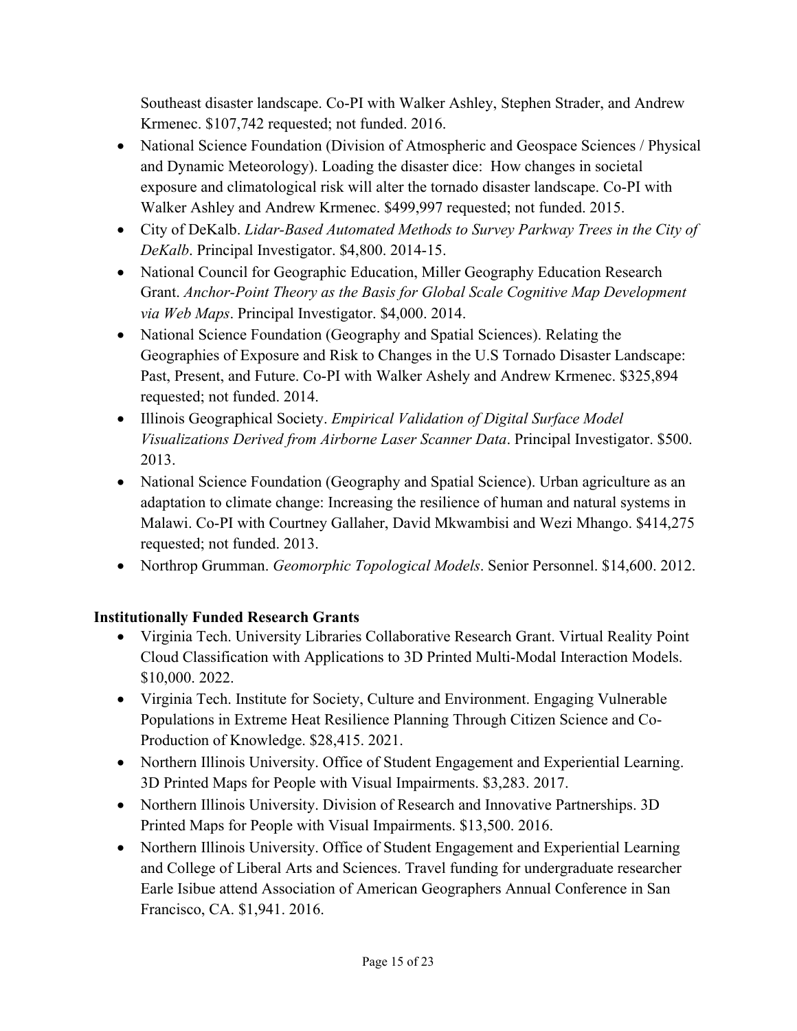Southeast disaster landscape. Co-PI with Walker Ashley, Stephen Strader, and Andrew Krmenec. $107,742 requested; not funded. 2016.

- National Science Foundation (Division of Atmospheric and Geospace Sciences / Physical and Dynamic Meteorology). Loading the disaster dice:  How changes in societal exposure and climatological risk will alter the tornado disaster landscape. Co-PI with Walker Ashley and Andrew Krmenec. $499,997 requested; not funded. 2015.
- City of DeKalb. *Lidar-Based Automated Methods to Survey Parkway Trees in the City of DeKalb*. Principal Investigator. $4,800. 2014-15.
- National Council for Geographic Education, Miller Geography Education Research Grant. *Anchor-Point Theory as the Basis for Global Scale Cognitive Map Development via Web Maps*. Principal Investigator. $4,000. 2014.
- National Science Foundation (Geography and Spatial Sciences). Relating the Geographies of Exposure and Risk to Changes in the U.S Tornado Disaster Landscape: Past, Present, and Future. Co-PI with Walker Ashely and Andrew Krmenec. $325,894 requested; not funded. 2014.
- Illinois Geographical Society. *Empirical Validation of Digital Surface Model Visualizations Derived from Airborne Laser Scanner Data*. Principal Investigator. $500. 2013.
- National Science Foundation (Geography and Spatial Science). Urban agriculture as an adaptation to climate change: Increasing the resilience of human and natural systems in Malawi. Co-PI with Courtney Gallaher, David Mkwambisi and Wezi Mhango. $414,275 requested; not funded. 2013.
- Northrop Grumman. *Geomorphic Topological Models*. Senior Personnel. $14,600. 2012.

**Institutionally Funded Research Grants**

- Virginia Tech. University Libraries Collaborative Research Grant. Virtual Reality Point Cloud Classification with Applications to 3D Printed Multi-Modal Interaction Models. $10,000. 2022.
- Virginia Tech. Institute for Society, Culture and Environment. Engaging Vulnerable Populations in Extreme Heat Resilience Planning Through Citizen Science and Co-Production of Knowledge. $28,415. 2021.
- Northern Illinois University. Office of Student Engagement and Experiential Learning. 3D Printed Maps for People with Visual Impairments. $3,283. 2017.
- Northern Illinois University. Division of Research and Innovative Partnerships. 3D Printed Maps for People with Visual Impairments. $13,500. 2016.
- Northern Illinois University. Office of Student Engagement and Experiential Learning and College of Liberal Arts and Sciences. Travel funding for undergraduate researcher Earle Isibue attend Association of American Geographers Annual Conference in San Francisco, CA. $1,941. 2016.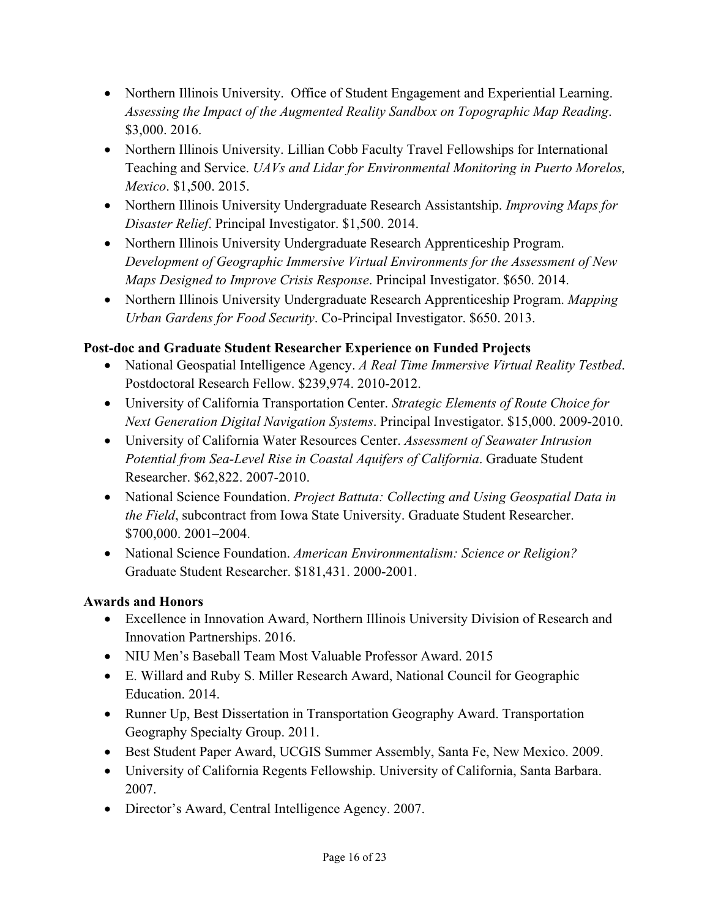- Northern Illinois University. Office of Student Engagement and Experiential Learning. *Assessing the Impact of the Augmented Reality Sandbox on Topographic Map Reading*. $3,000. 2016.
- Northern Illinois University. Lillian Cobb Faculty Travel Fellowships for International Teaching and Service. *UAVs and Lidar for Environmental Monitoring in Puerto Morelos, Mexico*. $1,500. 2015.
- Northern Illinois University Undergraduate Research Assistantship. *Improving Maps for Disaster Relief*. Principal Investigator. $1,500. 2014.
- Northern Illinois University Undergraduate Research Apprenticeship Program. *Development of Geographic Immersive Virtual Environments for the Assessment of New Maps Designed to Improve Crisis Response*. Principal Investigator. $650. 2014.
- Northern Illinois University Undergraduate Research Apprenticeship Program. *Mapping Urban Gardens for Food Security*. Co-Principal Investigator. $650. 2013.

**Post-doc and Graduate Student Researcher Experience on Funded Projects**

- National Geospatial Intelligence Agency. *A Real Time Immersive Virtual Reality Testbed*. Postdoctoral Research Fellow. $239,974. 2010-2012.
- University of California Transportation Center. *Strategic Elements of Route Choice for Next Generation Digital Navigation Systems*. Principal Investigator. $15,000. 2009-2010.
- University of California Water Resources Center. *Assessment of Seawater Intrusion Potential from Sea-Level Rise in Coastal Aquifers of California*. Graduate Student Researcher. $62,822. 2007-2010.
- National Science Foundation. *Project Battuta: Collecting and Using Geospatial Data in the Field*, subcontract from Iowa State University. Graduate Student Researcher. $700,000. 2001–2004.
- National Science Foundation. *American Environmentalism: Science or Religion?* Graduate Student Researcher. $181,431. 2000-2001.

**Awards and Honors**

- Excellence in Innovation Award, Northern Illinois University Division of Research and Innovation Partnerships. 2016.
- NIU Men's Baseball Team Most Valuable Professor Award. 2015
- E. Willard and Ruby S. Miller Research Award, National Council for Geographic Education. 2014.
- Runner Up, Best Dissertation in Transportation Geography Award. Transportation Geography Specialty Group. 2011.
- Best Student Paper Award, UCGIS Summer Assembly, Santa Fe, New Mexico. 2009.
- University of California Regents Fellowship. University of California, Santa Barbara. 2007.
- Director's Award, Central Intelligence Agency. 2007.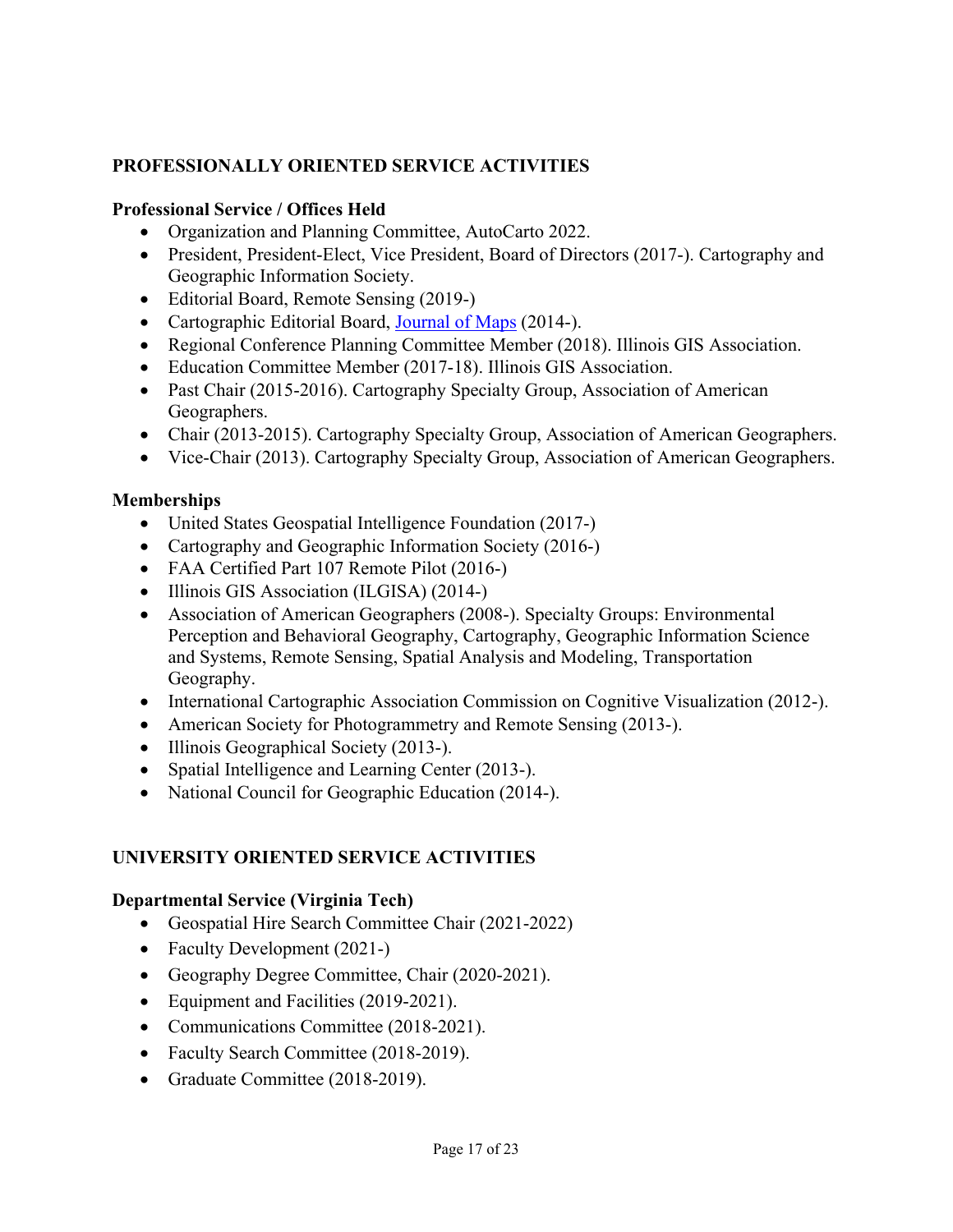## PROFESSIONALLY ORIENTED SERVICE ACTIVITIES

### Professional Service / Offices Held

- Organization and Planning Committee, AutoCarto 2022.
- President, President-Elect, Vice President, Board of Directors (2017-). Cartography and Geographic Information Society.
- Editorial Board, Remote Sensing (2019-)
- Cartographic Editorial Board, Journal of Maps (2014-).
- Regional Conference Planning Committee Member (2018). Illinois GIS Association.
- Education Committee Member (2017-18). Illinois GIS Association.
- Past Chair (2015-2016). Cartography Specialty Group, Association of American Geographers.
- Chair (2013-2015). Cartography Specialty Group, Association of American Geographers.
- Vice-Chair (2013). Cartography Specialty Group, Association of American Geographers.

### Memberships

- United States Geospatial Intelligence Foundation (2017-)
- Cartography and Geographic Information Society (2016-)
- FAA Certified Part 107 Remote Pilot (2016-)
- Illinois GIS Association (ILGISA) (2014-)
- Association of American Geographers (2008-). Specialty Groups: Environmental Perception and Behavioral Geography, Cartography, Geographic Information Science and Systems, Remote Sensing, Spatial Analysis and Modeling, Transportation Geography.
- International Cartographic Association Commission on Cognitive Visualization (2012-).
- American Society for Photogrammetry and Remote Sensing (2013-).
- Illinois Geographical Society (2013-).
- Spatial Intelligence and Learning Center (2013-).
- National Council for Geographic Education (2014-).

## UNIVERSITY ORIENTED SERVICE ACTIVITIES

### Departmental Service (Virginia Tech)

- Geospatial Hire Search Committee Chair (2021-2022)
- Faculty Development (2021-)
- Geography Degree Committee, Chair (2020-2021).
- Equipment and Facilities (2019-2021).
- Communications Committee (2018-2021).
- Faculty Search Committee (2018-2019).
- Graduate Committee (2018-2019).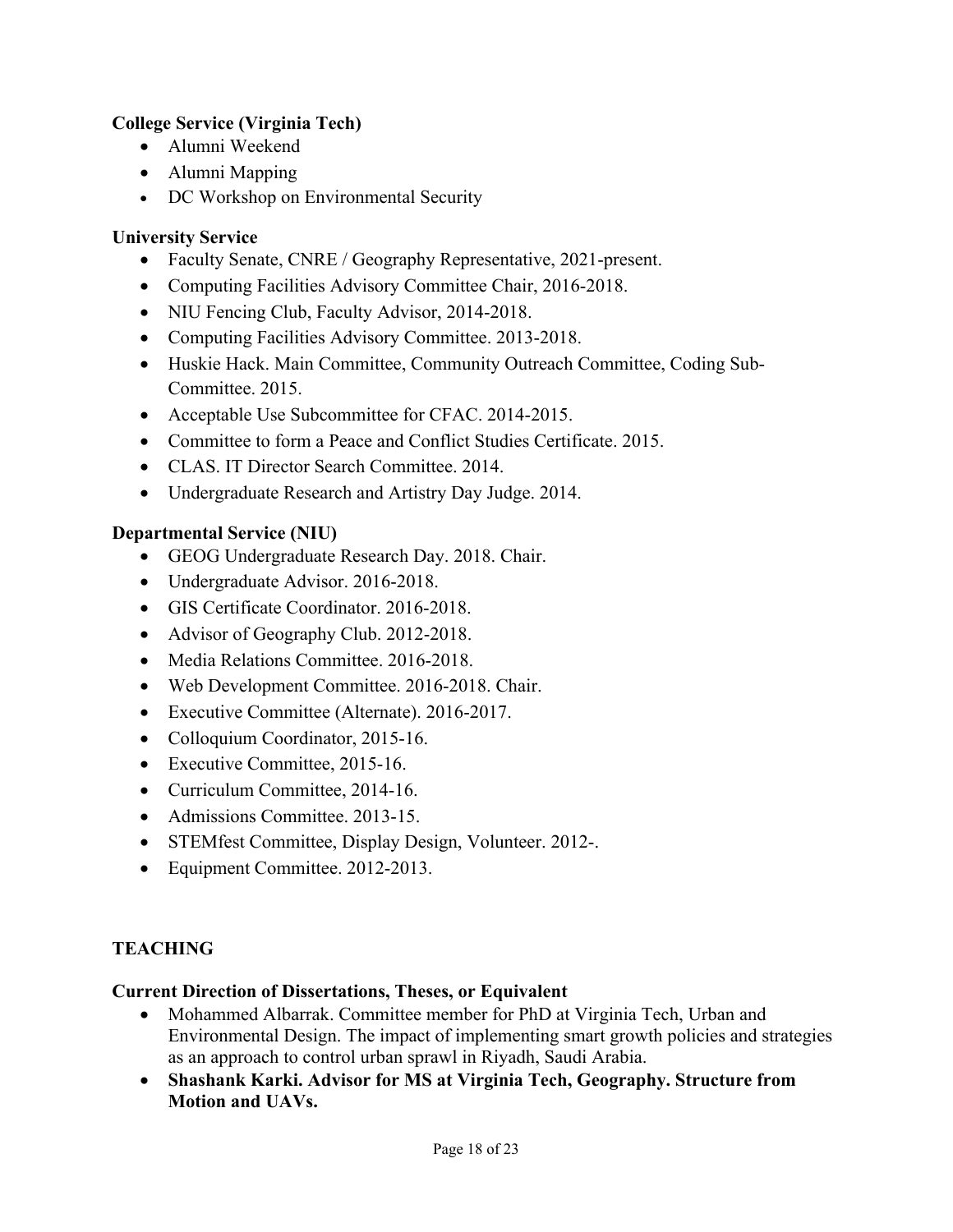**College Service (Virginia Tech)**

- Alumni Weekend
- Alumni Mapping
- DC Workshop on Environmental Security

**University Service**

- Faculty Senate, CNRE / Geography Representative, 2021-present.
- Computing Facilities Advisory Committee Chair, 2016-2018.
- NIU Fencing Club, Faculty Advisor, 2014-2018.
- Computing Facilities Advisory Committee. 2013-2018.
- Huskie Hack. Main Committee, Community Outreach Committee, Coding Sub-Committee. 2015.
- Acceptable Use Subcommittee for CFAC. 2014-2015.
- Committee to form a Peace and Conflict Studies Certificate. 2015.
- CLAS. IT Director Search Committee. 2014.
- Undergraduate Research and Artistry Day Judge. 2014.

**Departmental Service (NIU)**

- GEOG Undergraduate Research Day. 2018. Chair.
- Undergraduate Advisor. 2016-2018.
- GIS Certificate Coordinator. 2016-2018.
- Advisor of Geography Club. 2012-2018.
- Media Relations Committee. 2016-2018.
- Web Development Committee. 2016-2018. Chair.
- Executive Committee (Alternate). 2016-2017.
- Colloquium Coordinator, 2015-16.
- Executive Committee, 2015-16.
- Curriculum Committee, 2014-16.
- Admissions Committee. 2013-15.
- STEMfest Committee, Display Design, Volunteer. 2012-.
- Equipment Committee. 2012-2013.

## TEACHING

**Current Direction of Dissertations, Theses, or Equivalent**

- Mohammed Albarrak. Committee member for PhD at Virginia Tech, Urban and Environmental Design. The impact of implementing smart growth policies and strategies as an approach to control urban sprawl in Riyadh, Saudi Arabia.
- **Shashank Karki. Advisor for MS at Virginia Tech, Geography. Structure from Motion and UAVs.**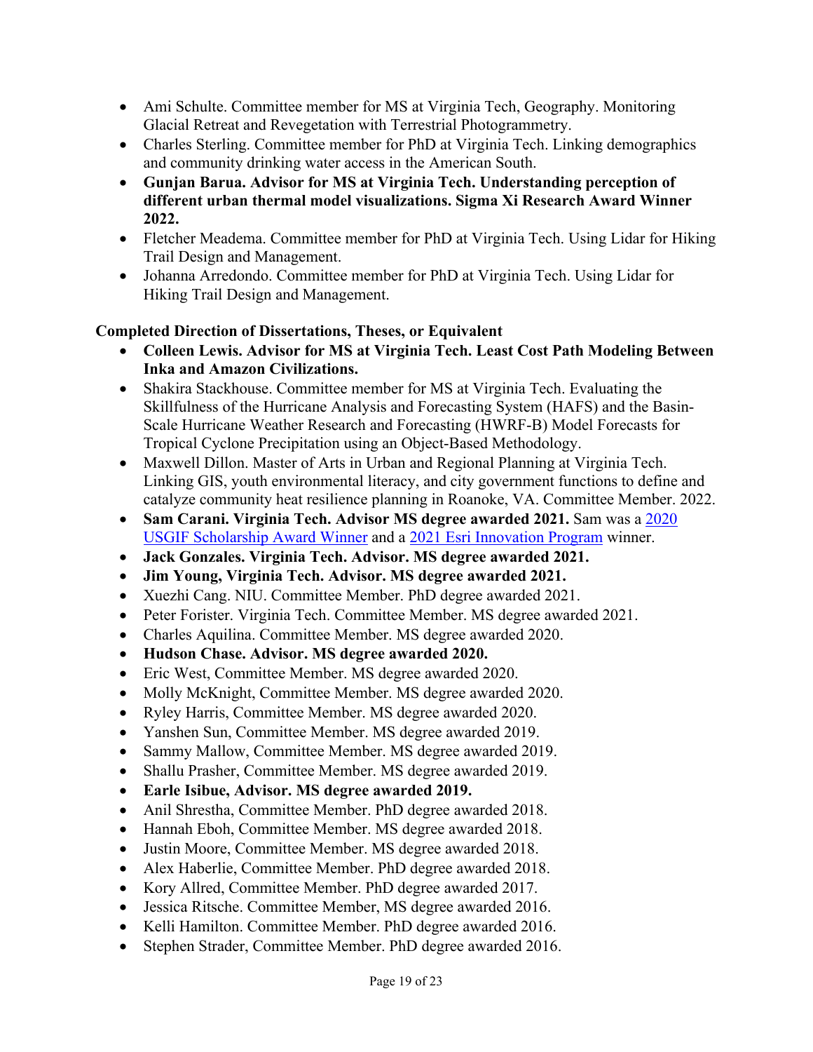- Ami Schulte. Committee member for MS at Virginia Tech, Geography. Monitoring Glacial Retreat and Revegetation with Terrestrial Photogrammetry.
- Charles Sterling. Committee member for PhD at Virginia Tech. Linking demographics and community drinking water access in the American South.
- **Gunjan Barua. Advisor for MS at Virginia Tech. Understanding perception of different urban thermal model visualizations. Sigma Xi Research Award Winner 2022.**
- Fletcher Meadema. Committee member for PhD at Virginia Tech. Using Lidar for Hiking Trail Design and Management.
- Johanna Arredondo. Committee member for PhD at Virginia Tech. Using Lidar for Hiking Trail Design and Management.

**Completed Direction of Dissertations, Theses, or Equivalent**

- **Colleen Lewis. Advisor for MS at Virginia Tech. Least Cost Path Modeling Between Inka and Amazon Civilizations.**
- Shakira Stackhouse. Committee member for MS at Virginia Tech. Evaluating the Skillfulness of the Hurricane Analysis and Forecasting System (HAFS) and the Basin-Scale Hurricane Weather Research and Forecasting (HWRF-B) Model Forecasts for Tropical Cyclone Precipitation using an Object-Based Methodology.
- Maxwell Dillon. Master of Arts in Urban and Regional Planning at Virginia Tech. Linking GIS, youth environmental literacy, and city government functions to define and catalyze community heat resilience planning in Roanoke, VA. Committee Member. 2022.
- **Sam Carani. Virginia Tech. Advisor MS degree awarded 2021.** Sam was a 2020 USGIF Scholarship Award Winner and a 2021 Esri Innovation Program winner.
- **Jack Gonzales. Virginia Tech. Advisor. MS degree awarded 2021.**
- **Jim Young, Virginia Tech. Advisor. MS degree awarded 2021.**
- Xuezhi Cang. NIU. Committee Member. PhD degree awarded 2021.
- Peter Forister. Virginia Tech. Committee Member. MS degree awarded 2021.
- Charles Aquilina. Committee Member. MS degree awarded 2020.
- **Hudson Chase. Advisor. MS degree awarded 2020.**
- Eric West, Committee Member. MS degree awarded 2020.
- Molly McKnight, Committee Member. MS degree awarded 2020.
- Ryley Harris, Committee Member. MS degree awarded 2020.
- Yanshen Sun, Committee Member. MS degree awarded 2019.
- Sammy Mallow, Committee Member. MS degree awarded 2019.
- Shallu Prasher, Committee Member. MS degree awarded 2019.
- **Earle Isibue, Advisor. MS degree awarded 2019.**
- Anil Shrestha, Committee Member. PhD degree awarded 2018.
- Hannah Eboh, Committee Member. MS degree awarded 2018.
- Justin Moore, Committee Member. MS degree awarded 2018.
- Alex Haberlie, Committee Member. PhD degree awarded 2018.
- Kory Allred, Committee Member. PhD degree awarded 2017.
- Jessica Ritsche. Committee Member, MS degree awarded 2016.
- Kelli Hamilton. Committee Member. PhD degree awarded 2016.
- Stephen Strader, Committee Member. PhD degree awarded 2016.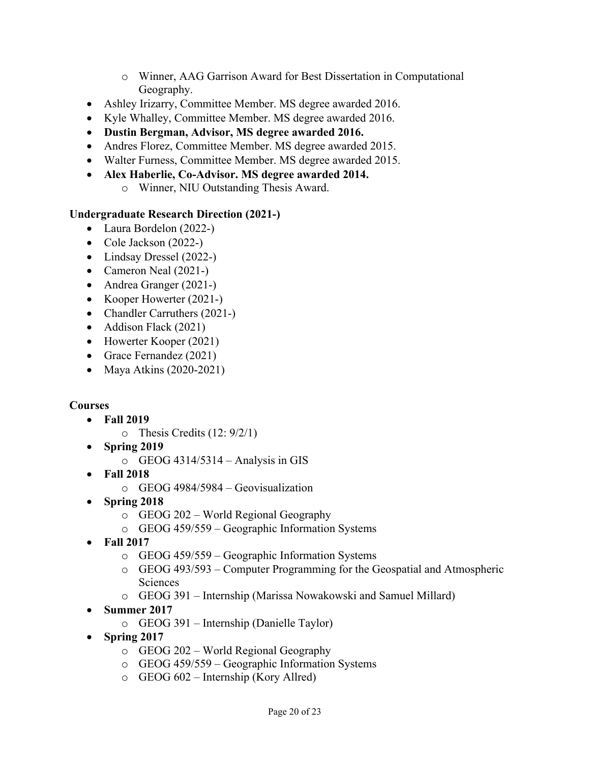- Winner, AAG Garrison Award for Best Dissertation in Computational Geography.
- Ashley Irizarry, Committee Member. MS degree awarded 2016.
- Kyle Whalley, Committee Member. MS degree awarded 2016.
- **Dustin Bergman, Advisor, MS degree awarded 2016.**
- Andres Florez, Committee Member. MS degree awarded 2015.
- Walter Furness, Committee Member. MS degree awarded 2015.
- **Alex Haberlie, Co-Advisor. MS degree awarded 2014.**
    - Winner, NIU Outstanding Thesis Award.

**Undergraduate Research Direction (2021-)**

- Laura Bordelon (2022-)
- Cole Jackson (2022-)
- Lindsay Dressel (2022-)
- Cameron Neal (2021-)
- Andrea Granger (2021-)
- Kooper Howerter (2021-)
- Chandler Carruthers (2021-)
- Addison Flack (2021)
- Howerter Kooper (2021)
- Grace Fernandez (2021)
- Maya Atkins (2020-2021)

**Courses**

- **Fall 2019**
    - Thesis Credits (12: 9/2/1)
- **Spring 2019**
    - GEOG 4314/5314 – Analysis in GIS
- **Fall 2018**
    - GEOG 4984/5984 – Geovisualization
- **Spring 2018**
    - GEOG 202 – World Regional Geography
    - GEOG 459/559 – Geographic Information Systems
- **Fall 2017**
    - GEOG 459/559 – Geographic Information Systems
    - GEOG 493/593 – Computer Programming for the Geospatial and Atmospheric Sciences
    - GEOG 391 – Internship (Marissa Nowakowski and Samuel Millard)
- **Summer 2017**
    - GEOG 391 – Internship (Danielle Taylor)
- **Spring 2017**
    - GEOG 202 – World Regional Geography
    - GEOG 459/559 – Geographic Information Systems
    - GEOG 602 – Internship (Kory Allred)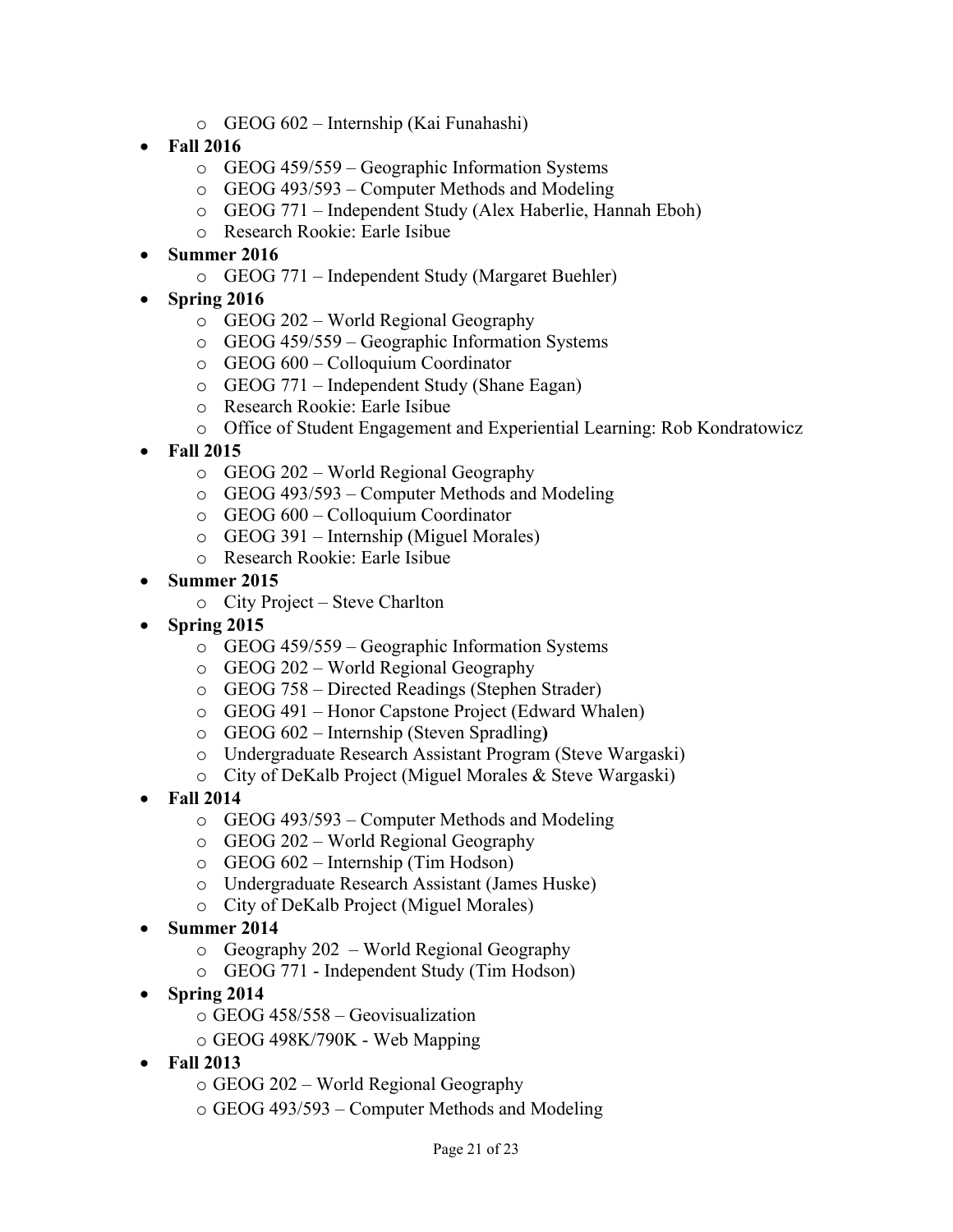- GEOG 602 – Internship (Kai Funahashi)
- **Fall 2016**
  - GEOG 459/559 – Geographic Information Systems
  - GEOG 493/593 – Computer Methods and Modeling
  - GEOG 771 – Independent Study (Alex Haberlie, Hannah Eboh)
  - Research Rookie: Earle Isibue
- **Summer 2016**
  - GEOG 771 – Independent Study (Margaret Buehler)
- **Spring 2016**
  - GEOG 202 – World Regional Geography
  - GEOG 459/559 – Geographic Information Systems
  - GEOG 600 – Colloquium Coordinator
  - GEOG 771 – Independent Study (Shane Eagan)
  - Research Rookie: Earle Isibue
  - Office of Student Engagement and Experiential Learning: Rob Kondratowicz
- **Fall 2015**
  - GEOG 202 – World Regional Geography
  - GEOG 493/593 – Computer Methods and Modeling
  - GEOG 600 – Colloquium Coordinator
  - GEOG 391 – Internship (Miguel Morales)
  - Research Rookie: Earle Isibue
- **Summer 2015**
  - City Project – Steve Charlton
- **Spring 2015**
  - GEOG 459/559 – Geographic Information Systems
  - GEOG 202 – World Regional Geography
  - GEOG 758 – Directed Readings (Stephen Strader)
  - GEOG 491 – Honor Capstone Project (Edward Whalen)
  - GEOG 602 – Internship (Steven Spradling**)**
  - Undergraduate Research Assistant Program (Steve Wargaski)
  - City of DeKalb Project (Miguel Morales & Steve Wargaski)
- **Fall 2014**
  - GEOG 493/593 – Computer Methods and Modeling
  - GEOG 202 – World Regional Geography
  - GEOG 602 – Internship (Tim Hodson)
  - Undergraduate Research Assistant (James Huske)
  - City of DeKalb Project (Miguel Morales)
- **Summer 2014**
  - Geography 202 – World Regional Geography
  - GEOG 771 - Independent Study (Tim Hodson)
- **Spring 2014**
  - GEOG 458/558 – Geovisualization
  - GEOG 498K/790K - Web Mapping
- **Fall 2013**
  - GEOG 202 – World Regional Geography
  - GEOG 493/593 – Computer Methods and Modeling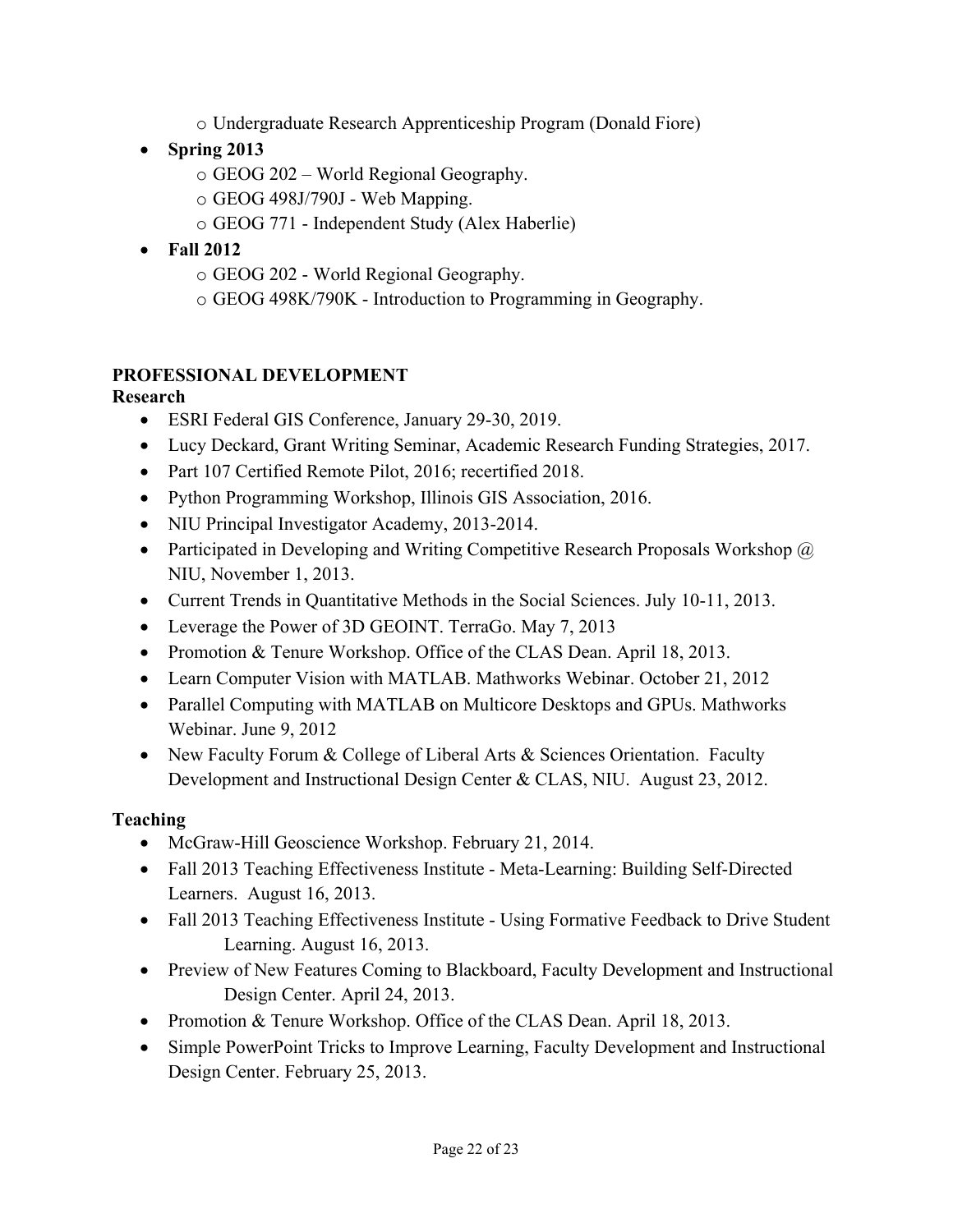- Undergraduate Research Apprenticeship Program (Donald Fiore)
- **Spring 2013**
  - GEOG 202 – World Regional Geography.
  - GEOG 498J/790J - Web Mapping.
  - GEOG 771 - Independent Study (Alex Haberlie)
- **Fall 2012**
  - GEOG 202 - World Regional Geography.
  - GEOG 498K/790K - Introduction to Programming in Geography.

## PROFESSIONAL DEVELOPMENT

### Research

- ESRI Federal GIS Conference, January 29-30, 2019.
- Lucy Deckard, Grant Writing Seminar, Academic Research Funding Strategies, 2017.
- Part 107 Certified Remote Pilot, 2016; recertified 2018.
- Python Programming Workshop, Illinois GIS Association, 2016.
- NIU Principal Investigator Academy, 2013-2014.
- Participated in Developing and Writing Competitive Research Proposals Workshop @ NIU, November 1, 2013.
- Current Trends in Quantitative Methods in the Social Sciences. July 10-11, 2013.
- Leverage the Power of 3D GEOINT. TerraGo. May 7, 2013
- Promotion & Tenure Workshop. Office of the CLAS Dean. April 18, 2013.
- Learn Computer Vision with MATLAB. Mathworks Webinar. October 21, 2012
- Parallel Computing with MATLAB on Multicore Desktops and GPUs. Mathworks Webinar. June 9, 2012
- New Faculty Forum & College of Liberal Arts & Sciences Orientation. Faculty Development and Instructional Design Center & CLAS, NIU. August 23, 2012.

### Teaching

- McGraw-Hill Geoscience Workshop. February 21, 2014.
- Fall 2013 Teaching Effectiveness Institute - Meta-Learning: Building Self-Directed Learners. August 16, 2013.
- Fall 2013 Teaching Effectiveness Institute - Using Formative Feedback to Drive Student Learning. August 16, 2013.
- Preview of New Features Coming to Blackboard, Faculty Development and Instructional Design Center. April 24, 2013.
- Promotion & Tenure Workshop. Office of the CLAS Dean. April 18, 2013.
- Simple PowerPoint Tricks to Improve Learning, Faculty Development and Instructional Design Center. February 25, 2013.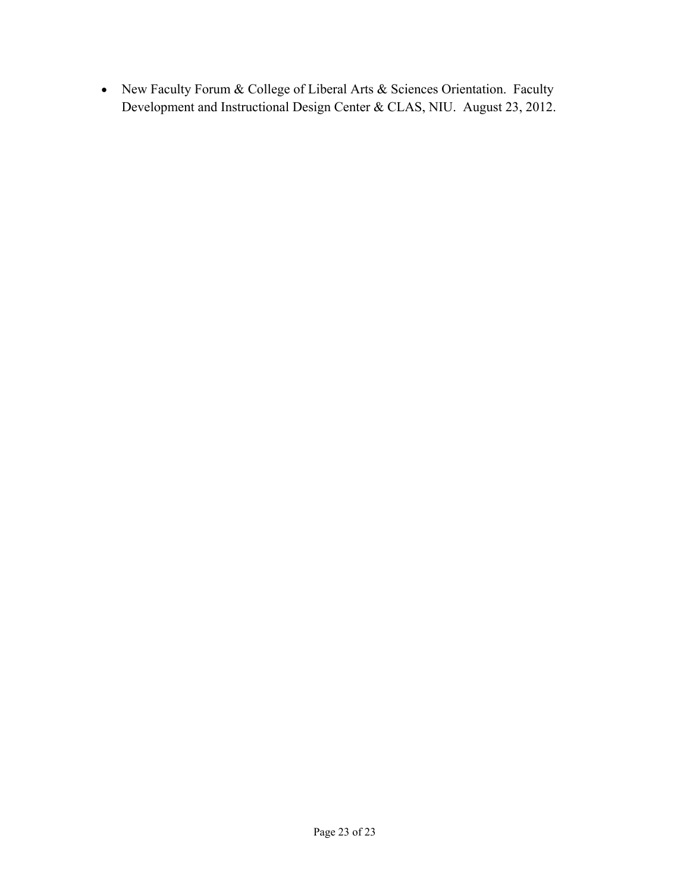- New Faculty Forum & College of Liberal Arts & Sciences Orientation. Faculty Development and Instructional Design Center & CLAS, NIU. August 23, 2012.